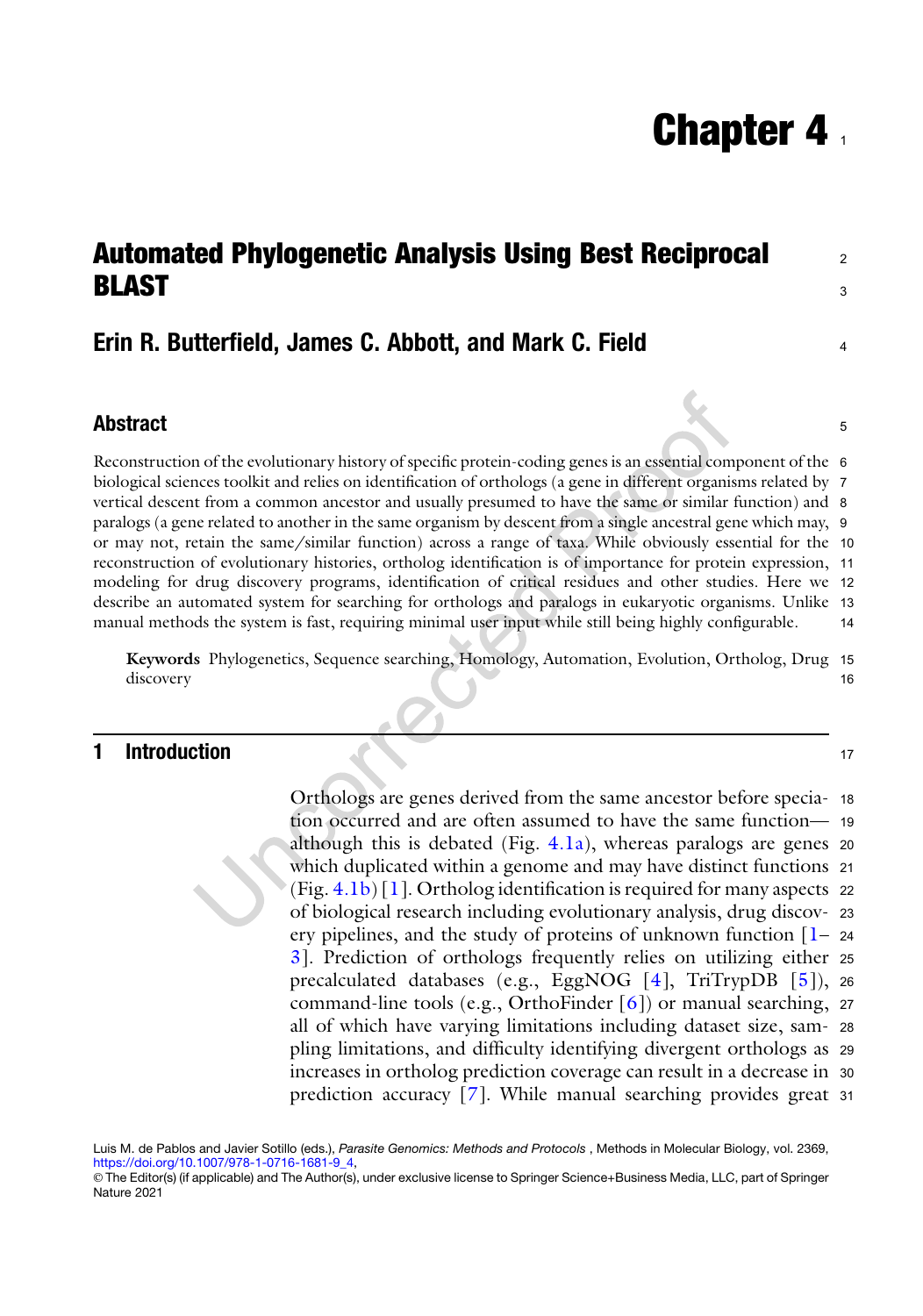# Chapter 4

## Automated Phylogenetic Analysis Using Best Reciprocal BLAST

### Erin R. Butterfield, James C. Abbott, and Mark C. Field

## Abstract

Reconstruction of the evolutionary history of specific protein-coding genes is an essential component of the biological sciences toolkit and relies on identification of orthologs (a gene in different organisms related by vertical descent from a common ancestor and usually presumed to have the same or similar function) and paralogs (a gene related to another in the same organism by descent from a single ancestral gene which may, or may not, retain the same/similar function) across a range of taxa. While obviously essential for the reconstruction of evolutionary histories, ortholog identification is of importance for protein expression, modeling for drug discovery programs, identification of critical residues and other studies. Here we describe an automated system for searching for orthologs and paralogs in eukaryotic organisms. Unlike manual methods the system is fast, requiring minimal user input while still being highly configurable.

**Keywords** Phylogenetics, Sequence searching, Homology, Automation, Evolution, Ortholog, Drug discovery

## 1 Introduction

Orthologs are genes derived from the same ancestor before speciation occurred and are often assumed to have the same function—although this is debated (Fig. 4.1a), whereas paralogs are genes which duplicated within a genome and may have distinct functions (Fig. 4.1b) [1]. Ortholog identification is required for many aspects of biological research including evolutionary analysis, drug discovery pipelines, and the study of proteins of unknown function [1–3]. Prediction of orthologs frequently relies on utilizing either precalculated databases (e.g., EggNOG [4], TriTrypDB [5]), command-line tools (e.g., OrthoFinder [6]) or manual searching, all of which have varying limitations including dataset size, sampling limitations, and difficulty identifying divergent orthologs as increases in ortholog prediction coverage can result in a decrease in prediction accuracy [7]. While manual searching provides great

Luis M. de Pablos and Javier Sotillo (eds.), *Parasite Genomics: Methods and Protocols* , Methods in Molecular Biology, vol. 2369, https://doi.org/10.1007/978-1-0716-1681-9_4,
© The Editor(s) (if applicable) and The Author(s), under exclusive license to Springer Science+Business Media, LLC, part of Springer Nature 2021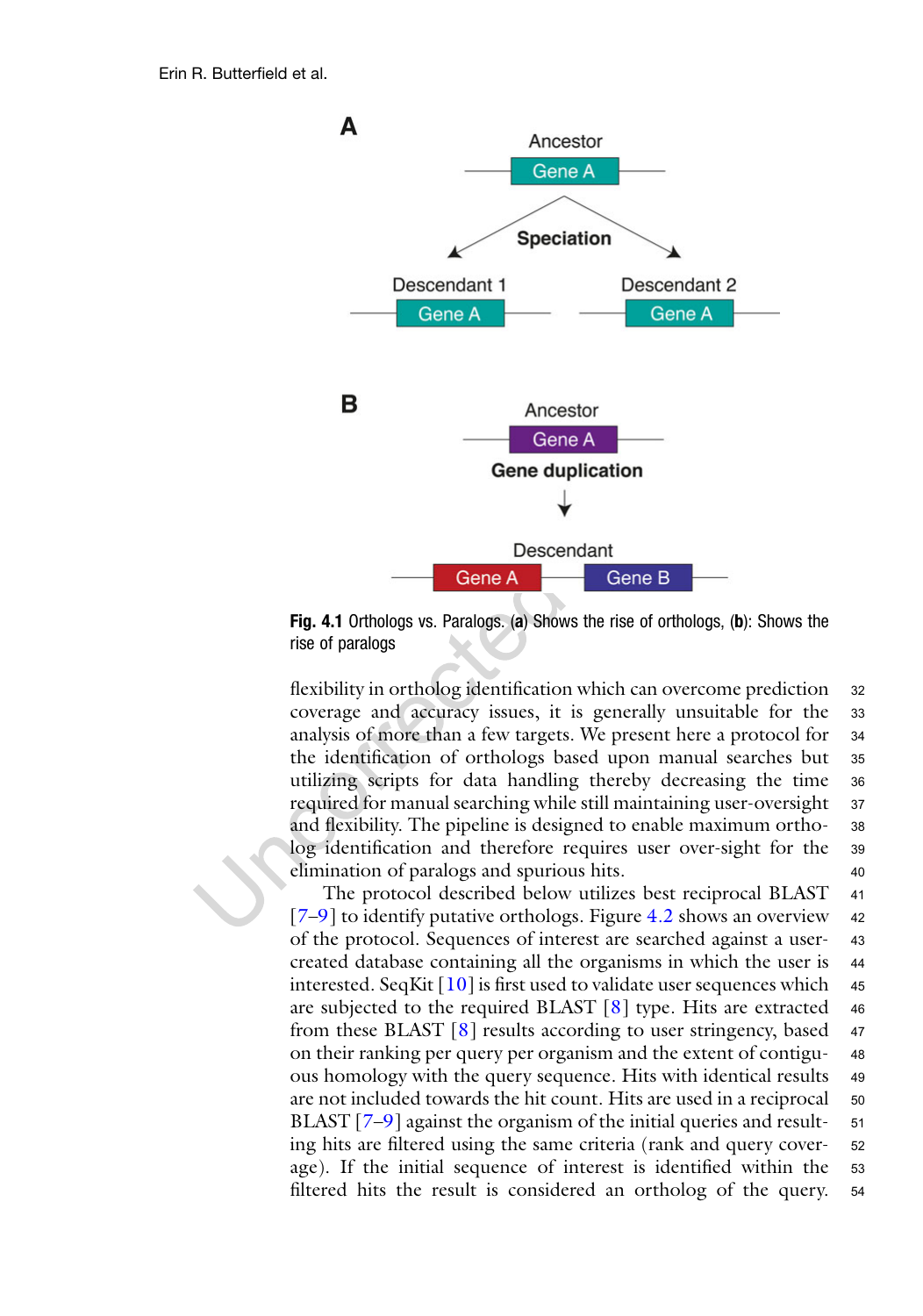**Fig. 4.1** Orthologs vs. Paralogs. (**a**) Shows the rise of orthologs, (**b**): Shows the rise of paralogs

flexibility in ortholog identification which can overcome prediction coverage and accuracy issues, it is generally unsuitable for the analysis of more than a few targets. We present here a protocol for the identification of orthologs based upon manual searches but utilizing scripts for data handling thereby decreasing the time required for manual searching while still maintaining user-oversight and flexibility. The pipeline is designed to enable maximum ortholog identification and therefore requires user over-sight for the elimination of paralogs and spurious hits.

The protocol described below utilizes best reciprocal BLAST [7–9] to identify putative orthologs. Figure 4.2 shows an overview of the protocol. Sequences of interest are searched against a user-created database containing all the organisms in which the user is interested. SeqKit [10] is first used to validate user sequences which are subjected to the required BLAST [8] type. Hits are extracted from these BLAST [8] results according to user stringency, based on their ranking per query per organism and the extent of contiguous homology with the query sequence. Hits with identical results are not included towards the hit count. Hits are used in a reciprocal BLAST [7–9] against the organism of the initial queries and resulting hits are filtered using the same criteria (rank and query coverage). If the initial sequence of interest is identified within the filtered hits the result is considered an ortholog of the query.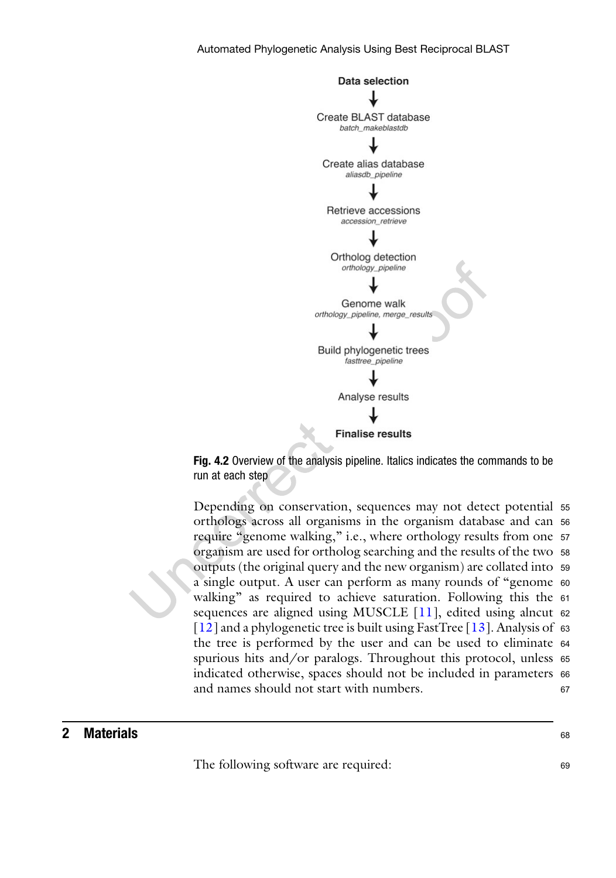**Data selection**

↓

Create BLAST database
*batch_makeblastdb*

↓

Create alias database
*aliasdb_pipeline*

↓

Retrieve accessions
*accession_retrieve*

↓

Ortholog detection
*orthology_pipeline*

↓

Genome walk
*orthology_pipeline, merge_results*

↓

Build phylogenetic trees
*fasttree_pipeline*

↓

Analyse results

↓

**Finalise results**

**Fig. 4.2** Overview of the analysis pipeline. Italics indicates the commands to be run at each step

Depending on conservation, sequences may not detect potential orthologs across all organisms in the organism database and can require "genome walking," i.e., where orthology results from one organism are used for ortholog searching and the results of the two outputs (the original query and the new organism) are collated into a single output. A user can perform as many rounds of "genome walking" as required to achieve saturation. Following this the sequences are aligned using MUSCLE [11], edited using alncut [12] and a phylogenetic tree is built using FastTree [13]. Analysis of the tree is performed by the user and can be used to eliminate spurious hits and/or paralogs. Throughout this protocol, unless indicated otherwise, spaces should not be included in parameters and names should not start with numbers.

## 2 Materials

The following software are required: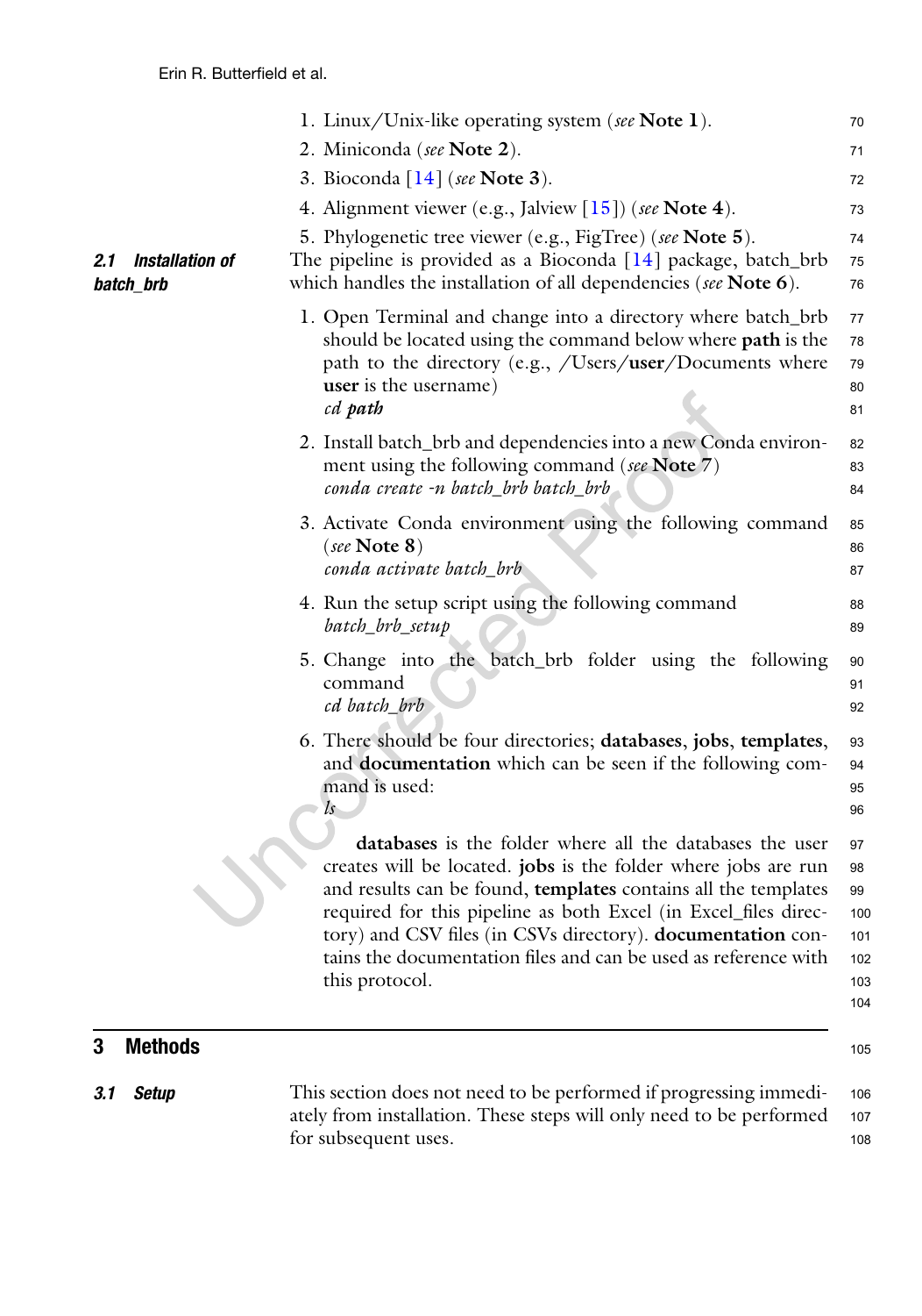1. Linux/Unix-like operating system (*see* **Note 1**).
2. Miniconda (*see* **Note 2**).
3. Bioconda [14] (*see* **Note 3**).
4. Alignment viewer (e.g., Jalview [15]) (*see* **Note 4**).
5. Phylogenetic tree viewer (e.g., FigTree) (*see* **Note 5**).

### 2.1 Installation of batch_brb

The pipeline is provided as a Bioconda [14] package, batch_brb which handles the installation of all dependencies (*see* **Note 6**).

1. Open Terminal and change into a directory where batch_brb should be located using the command below where **path** is the path to the directory (e.g., /Users/**user**/Documents where **user** is the username)
   *cd* ***path***
2. Install batch_brb and dependencies into a new Conda environment using the following command (*see* **Note 7**)
   *conda create -n batch_brb batch_brb*
3. Activate Conda environment using the following command (*see* **Note 8**)
   *conda activate batch_brb*
4. Run the setup script using the following command
   *batch_brb_setup*
5. Change into the batch_brb folder using the following command
   *cd batch_brb*
6. There should be four directories; **databases**, **jobs**, **templates**, and **documentation** which can be seen if the following command is used:
   *ls*

   **databases** is the folder where all the databases the user creates will be located. **jobs** is the folder where jobs are run and results can be found, **templates** contains all the templates required for this pipeline as both Excel (in Excel_files directory) and CSV files (in CSVs directory). **documentation** contains the documentation files and can be used as reference with this protocol.

## 3 Methods

### 3.1 Setup

This section does not need to be performed if progressing immediately from installation. These steps will only need to be performed for subsequent uses.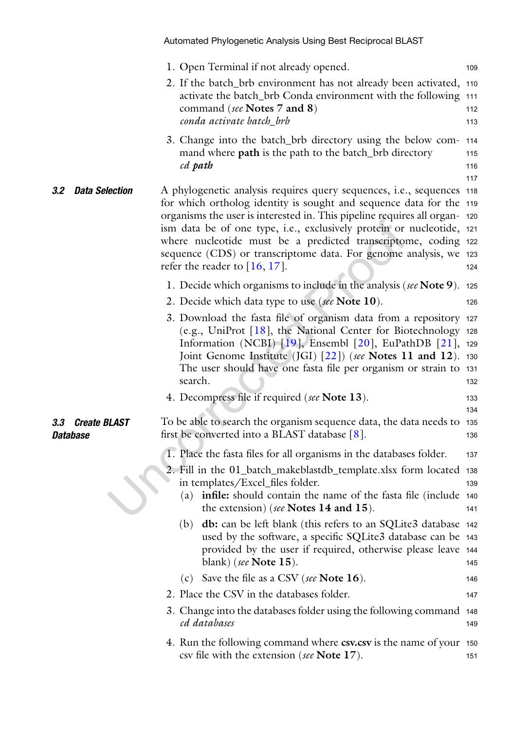1. Open Terminal if not already opened.
2. If the batch_brb environment has not already been activated, activate the batch_brb Conda environment with the following command (*see* **Notes 7 and 8**)
   *conda activate batch_brb*
3. Change into the batch_brb directory using the below command where **path** is the path to the batch_brb directory
   *cd* ***path***

### 3.2 Data Selection

A phylogenetic analysis requires query sequences, i.e., sequences for which ortholog identity is sought and sequence data for the organisms the user is interested in. This pipeline requires all organism data be of one type, i.e., exclusively protein or nucleotide, where nucleotide must be a predicted transcriptome, coding sequence (CDS) or transcriptome data. For genome analysis, we refer the reader to [16, 17].

1. Decide which organisms to include in the analysis (*see* **Note 9**).
2. Decide which data type to use (*see* **Note 10**).
3. Download the fasta file of organism data from a repository (e.g., UniProt [18], the National Center for Biotechnology Information (NCBI) [19], Ensembl [20], EuPathDB [21], Joint Genome Institute (JGI) [22]) (*see* **Notes 11 and 12**). The user should have one fasta file per organism or strain to search.
4. Decompress file if required (*see* **Note 13**).

### 3.3 Create BLAST Database

To be able to search the organism sequence data, the data needs to first be converted into a BLAST database [8].

1. Place the fasta files for all organisms in the databases folder.
2. Fill in the 01_batch_makeblastdb_template.xlsx form located in templates/Excel_files folder.
   (a) **infile:** should contain the name of the fasta file (include the extension) (*see* **Notes 14 and 15**).
   (b) **db:** can be left blank (this refers to an SQLite3 database used by the software, a specific SQLite3 database can be provided by the user if required, otherwise please leave blank) (*see* **Note 15**).
   (c) Save the file as a CSV (*see* **Note 16**).
2. Place the CSV in the databases folder.
3. Change into the databases folder using the following command
   *cd databases*
4. Run the following command where **csv.csv** is the name of your csv file with the extension (*see* **Note 17**).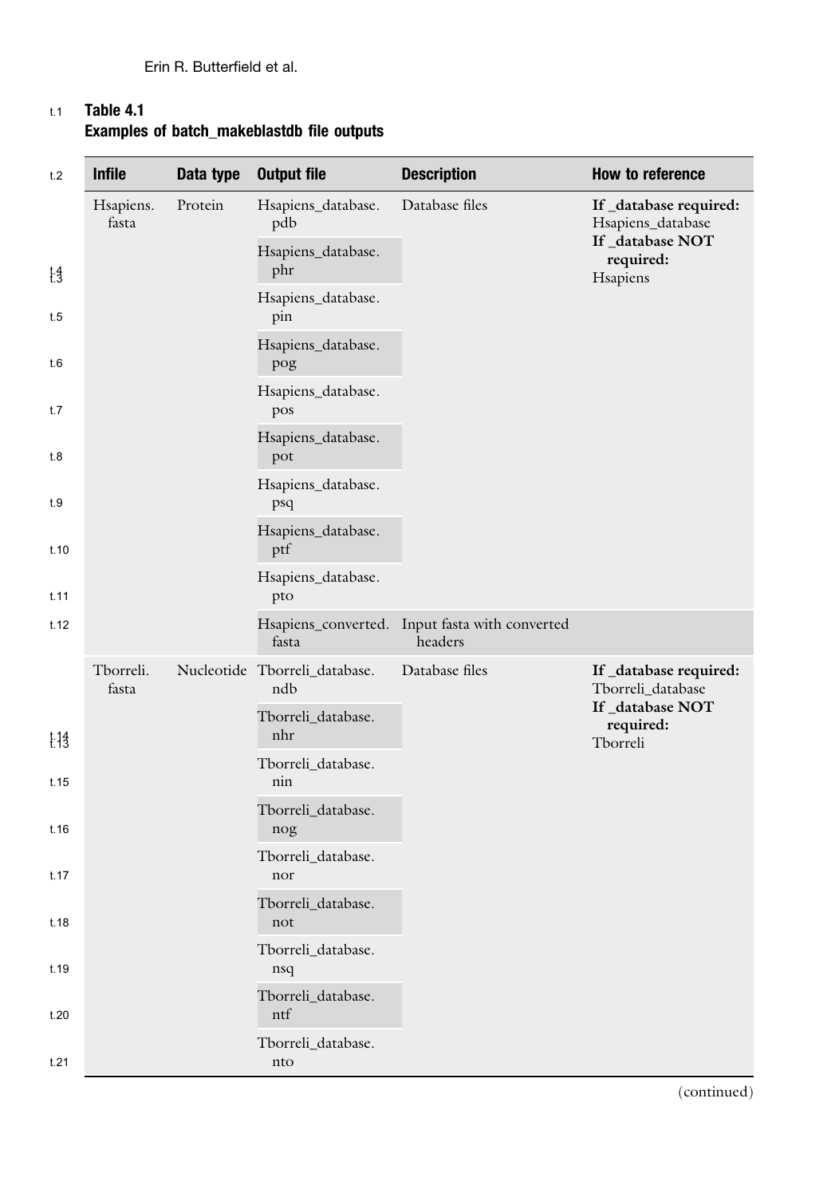**Table 4.1**
**Examples of batch_makeblastdb file outputs**

| Infile | Data type | Output file | Description | How to reference |
|---|---|---|---|---|
| Hsapiens.fasta | Protein | Hsapiens_database.pdb | Database files | **If _database required:** Hsapiens_database **If _database NOT required:** Hsapiens |
| | | Hsapiens_database.phr | | |
| | | Hsapiens_database.pin | | |
| | | Hsapiens_database.pog | | |
| | | Hsapiens_database.pos | | |
| | | Hsapiens_database.pot | | |
| | | Hsapiens_database.psq | | |
| | | Hsapiens_database.ptf | | |
| | | Hsapiens_database.pto | | |
| | | Hsapiens_converted.fasta | Input fasta with converted headers | |
| Tborreli.fasta | Nucleotide | Tborreli_database.ndb | Database files | **If _database required:** Tborreli_database **If _database NOT required:** Tborreli |
| | | Tborreli_database.nhr | | |
| | | Tborreli_database.nin | | |
| | | Tborreli_database.nog | | |
| | | Tborreli_database.nor | | |
| | | Tborreli_database.not | | |
| | | Tborreli_database.nsq | | |
| | | Tborreli_database.ntf | | |
| | | Tborreli_database.nto | | |

(continued)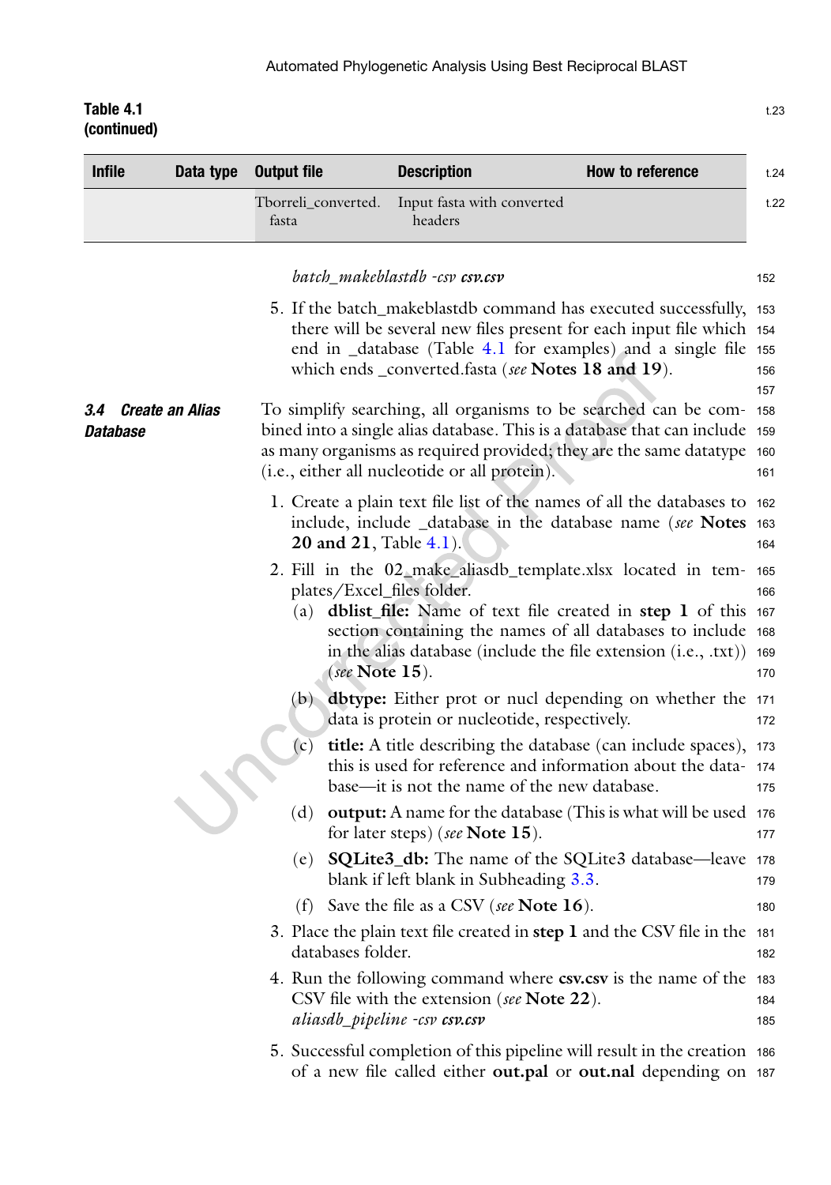**Table 4.1 (continued)**

| Infile | Data type | Output file | Description | How to reference |
|---|---|---|---|---|
| | | Tborreli_converted. fasta | Input fasta with converted headers | |

*batch_makeblastdb -csv **csv.csv***

5. If the batch_makeblastdb command has executed successfully, there will be several new files present for each input file which end in _database (Table 4.1 for examples) and a single file which ends _converted.fasta (*see* **Notes 18 and 19**).

### *3.4 Create an Alias Database*

To simplify searching, all organisms to be searched can be combined into a single alias database. This is a database that can include as many organisms as required provided; they are the same datatype (i.e., either all nucleotide or all protein).

1. Create a plain text file list of the names of all the databases to include, include _database in the database name (*see* **Notes 20 and 21**, Table 4.1).
2. Fill in the 02_make_aliasdb_template.xlsx located in templates/Excel_files folder.
   - (a) **dblist_file:** Name of text file created in **step 1** of this section containing the names of all databases to include in the alias database (include the file extension (i.e., .txt)) (*see* **Note 15**).
   - (b) **dbtype:** Either prot or nucl depending on whether the data is protein or nucleotide, respectively.
   - (c) **title:** A title describing the database (can include spaces), this is used for reference and information about the database—it is not the name of the new database.
   - (d) **output:** A name for the database (This is what will be used for later steps) (*see* **Note 15**).
   - (e) **SQLite3_db:** The name of the SQLite3 database—leave blank if left blank in Subheading 3.3.
   - (f) Save the file as a CSV (*see* **Note 16**).
3. Place the plain text file created in **step 1** and the CSV file in the databases folder.
4. Run the following command where **csv.csv** is the name of the CSV file with the extension (*see* **Note 22**).
   *aliasdb_pipeline -csv **csv.csv***
5. Successful completion of this pipeline will result in the creation of a new file called either **out.pal** or **out.nal** depending on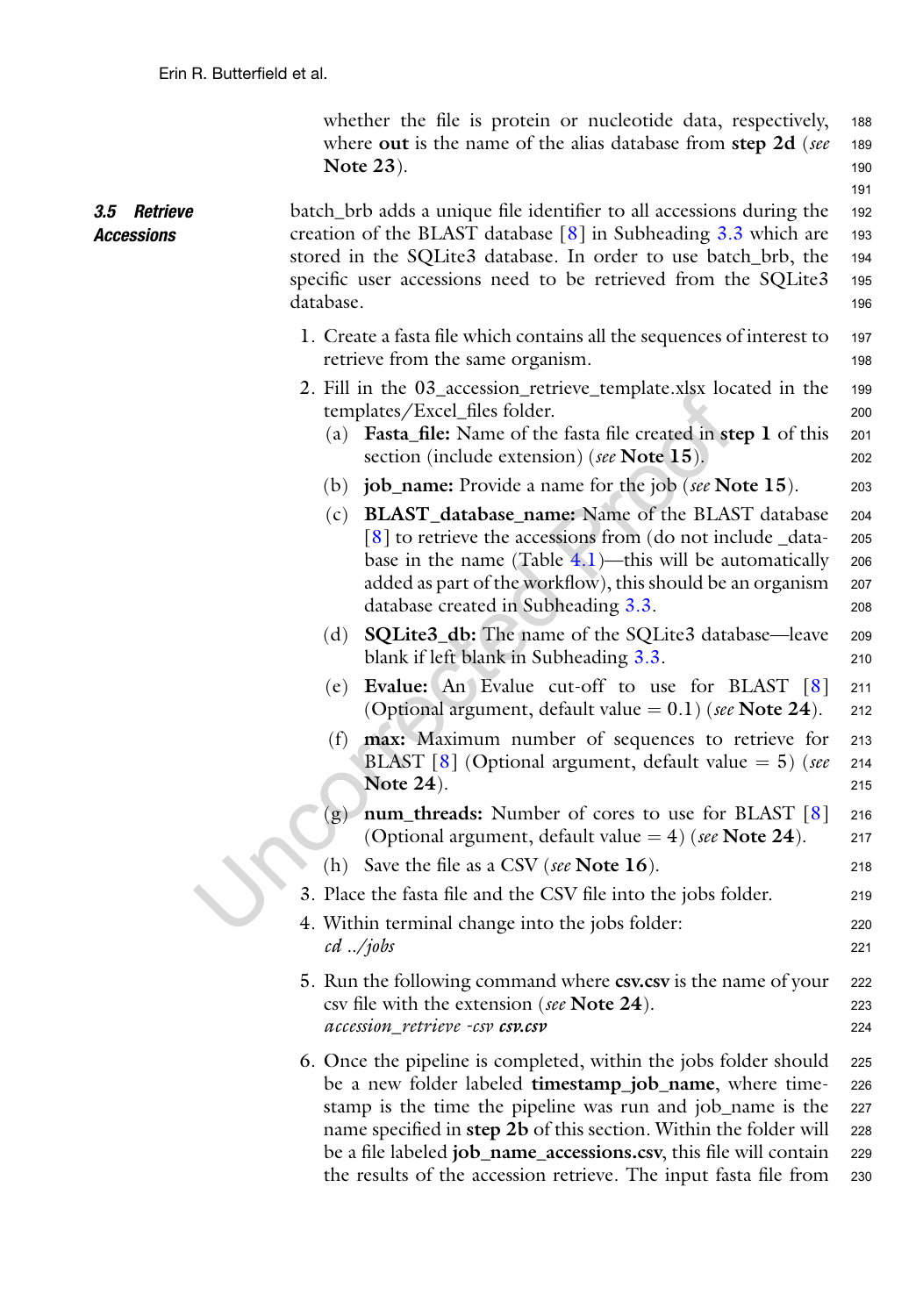whether the file is protein or nucleotide data, respectively, where **out** is the name of the alias database from **step 2d** (*see* **Note 23**).

### 3.5 Retrieve Accessions

batch_brb adds a unique file identifier to all accessions during the creation of the BLAST database [8] in Subheading 3.3 which are stored in the SQLite3 database. In order to use batch_brb, the specific user accessions need to be retrieved from the SQLite3 database.

1. Create a fasta file which contains all the sequences of interest to retrieve from the same organism.
2. Fill in the 03_accession_retrieve_template.xlsx located in the templates/Excel_files folder.
   - (a) **Fasta_file:** Name of the fasta file created in **step 1** of this section (include extension) (*see* **Note 15**).
   - (b) **job_name:** Provide a name for the job (*see* **Note 15**).
   - (c) **BLAST_database_name:** Name of the BLAST database [8] to retrieve the accessions from (do not include _database in the name (Table 4.1)—this will be automatically added as part of the workflow), this should be an organism database created in Subheading 3.3.
   - (d) **SQLite3_db:** The name of the SQLite3 database—leave blank if left blank in Subheading 3.3.
   - (e) **Evalue:** An Evalue cut-off to use for BLAST [8] (Optional argument, default value = 0.1) (*see* **Note 24**).
   - (f) **max:** Maximum number of sequences to retrieve for BLAST [8] (Optional argument, default value = 5) (*see* **Note 24**).
   - (g) **num_threads:** Number of cores to use for BLAST [8] (Optional argument, default value = 4) (*see* **Note 24**).
   - (h) Save the file as a CSV (*see* **Note 16**).
3. Place the fasta file and the CSV file into the jobs folder.
4. Within terminal change into the jobs folder:
   *cd ../jobs*
5. Run the following command where **csv.csv** is the name of your csv file with the extension (*see* **Note 24**).
   *accession_retrieve -csv* ***csv.csv***
6. Once the pipeline is completed, within the jobs folder should be a new folder labeled **timestamp_job_name**, where timestamp is the time the pipeline was run and job_name is the name specified in **step 2b** of this section. Within the folder will be a file labeled **job_name_accessions.csv**, this file will contain the results of the accession retrieve. The input fasta file from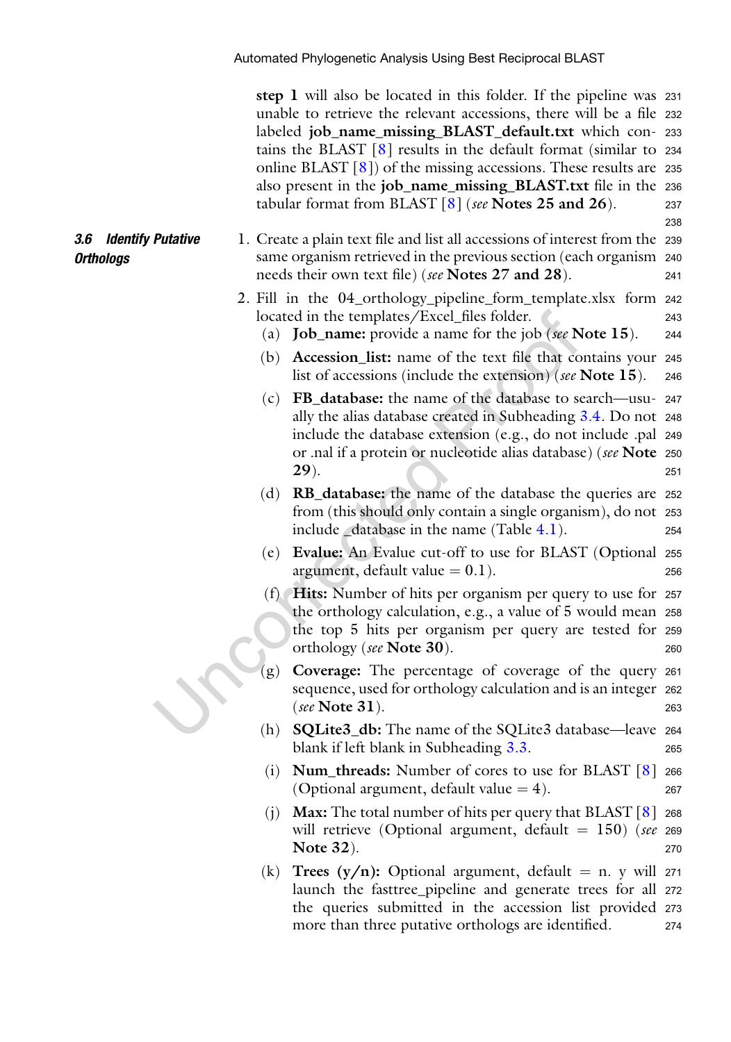**step 1** will also be located in this folder. If the pipeline was unable to retrieve the relevant accessions, there will be a file labeled **job_name_missing_BLAST_default.txt** which contains the BLAST [8] results in the default format (similar to online BLAST [8]) of the missing accessions. These results are also present in the **job_name_missing_BLAST.txt** file in the tabular format from BLAST [8] (*see* **Notes 25 and 26**).

### *3.6 Identify Putative Orthologs*

1. Create a plain text file and list all accessions of interest from the same organism retrieved in the previous section (each organism needs their own text file) (*see* **Notes 27 and 28**).
2. Fill in the 04_orthology_pipeline_form_template.xlsx form located in the templates/Excel_files folder.
   - (a) **Job_name:** provide a name for the job (*see* **Note 15**).
   - (b) **Accession_list:** name of the text file that contains your list of accessions (include the extension) (*see* **Note 15**).
   - (c) **FB_database:** the name of the database to search—usually the alias database created in Subheading 3.4. Do not include the database extension (e.g., do not include .pal or .nal if a protein or nucleotide alias database) (*see* **Note 29**).
   - (d) **RB_database:** the name of the database the queries are from (this should only contain a single organism), do not include _database in the name (Table 4.1).
   - (e) **Evalue:** An Evalue cut-off to use for BLAST (Optional argument, default value = 0.1).
   - (f) **Hits:** Number of hits per organism per query to use for the orthology calculation, e.g., a value of 5 would mean the top 5 hits per organism per query are tested for orthology (*see* **Note 30**).
   - (g) **Coverage:** The percentage of coverage of the query sequence, used for orthology calculation and is an integer (*see* **Note 31**).
   - (h) **SQLite3_db:** The name of the SQLite3 database—leave blank if left blank in Subheading 3.3.
   - (i) **Num_threads:** Number of cores to use for BLAST [8] (Optional argument, default value = 4).
   - (j) **Max:** The total number of hits per query that BLAST [8] will retrieve (Optional argument, default = 150) (*see* **Note 32**).
   - (k) **Trees (y/n):** Optional argument, default = n. y will launch the fasttree_pipeline and generate trees for all the queries submitted in the accession list provided more than three putative orthologs are identified.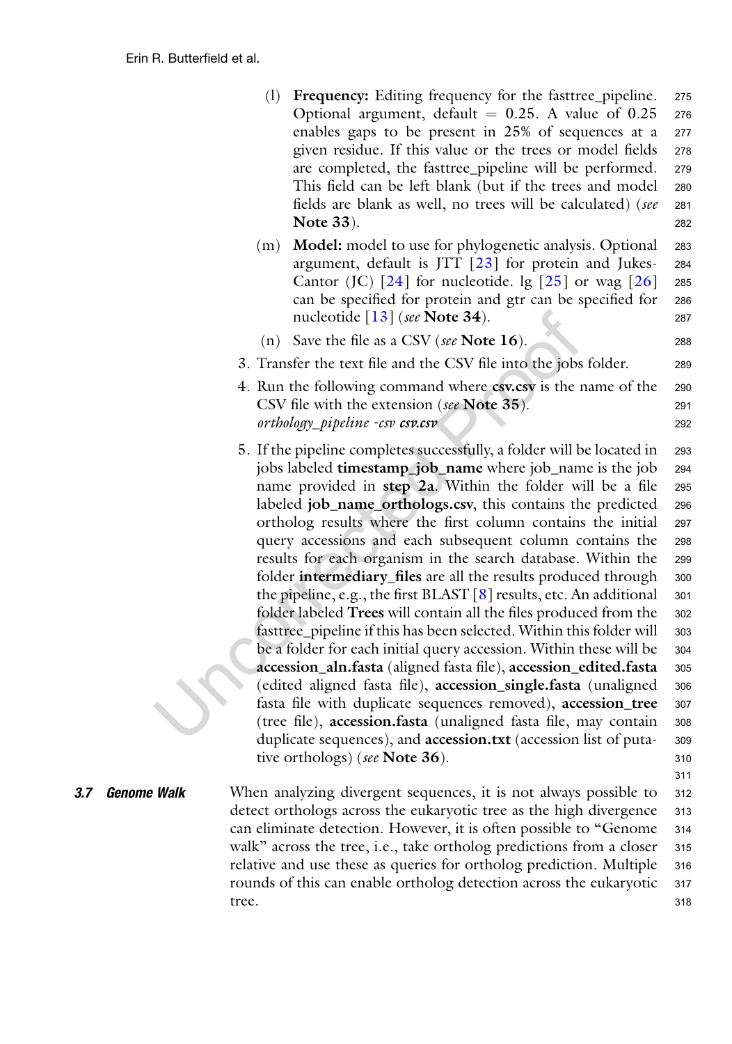(l) **Frequency:** Editing frequency for the fasttree_pipeline. Optional argument, default = 0.25. A value of 0.25 enables gaps to be present in 25% of sequences at a given residue. If this value or the trees or model fields are completed, the fasttree_pipeline will be performed. This field can be left blank (but if the trees and model fields are blank as well, no trees will be calculated) (*see* **Note 33**).

(m) **Model:** model to use for phylogenetic analysis. Optional argument, default is JTT [23] for protein and Jukes-Cantor (JC) [24] for nucleotide. lg [25] or wag [26] can be specified for protein and gtr can be specified for nucleotide [13] (*see* **Note 34**).

(n) Save the file as a CSV (*see* **Note 16**).

3. Transfer the text file and the CSV file into the jobs folder.

4. Run the following command where **csv.csv** is the name of the CSV file with the extension (*see* **Note 35**).
*orthology_pipeline -csv **csv.csv***

5. If the pipeline completes successfully, a folder will be located in jobs labeled **timestamp_job_name** where job_name is the job name provided in **step 2a**. Within the folder will be a file labeled **job_name_orthologs.csv**, this contains the predicted ortholog results where the first column contains the initial query accessions and each subsequent column contains the results for each organism in the search database. Within the folder **intermediary_files** are all the results produced through the pipeline, e.g., the first BLAST [8] results, etc. An additional folder labeled **Trees** will contain all the files produced from the fasttree_pipeline if this has been selected. Within this folder will be a folder for each initial query accession. Within these will be **accession_aln.fasta** (aligned fasta file), **accession_edited.fasta** (edited aligned fasta file), **accession_single.fasta** (unaligned fasta file with duplicate sequences removed), **accession_tree** (tree file), **accession.fasta** (unaligned fasta file, may contain duplicate sequences), and **accession.txt** (accession list of putative orthologs) (*see* **Note 36**).

### 3.7 Genome Walk

When analyzing divergent sequences, it is not always possible to detect orthologs across the eukaryotic tree as the high divergence can eliminate detection. However, it is often possible to "Genome walk" across the tree, i.e., take ortholog predictions from a closer relative and use these as queries for ortholog prediction. Multiple rounds of this can enable ortholog detection across the eukaryotic tree.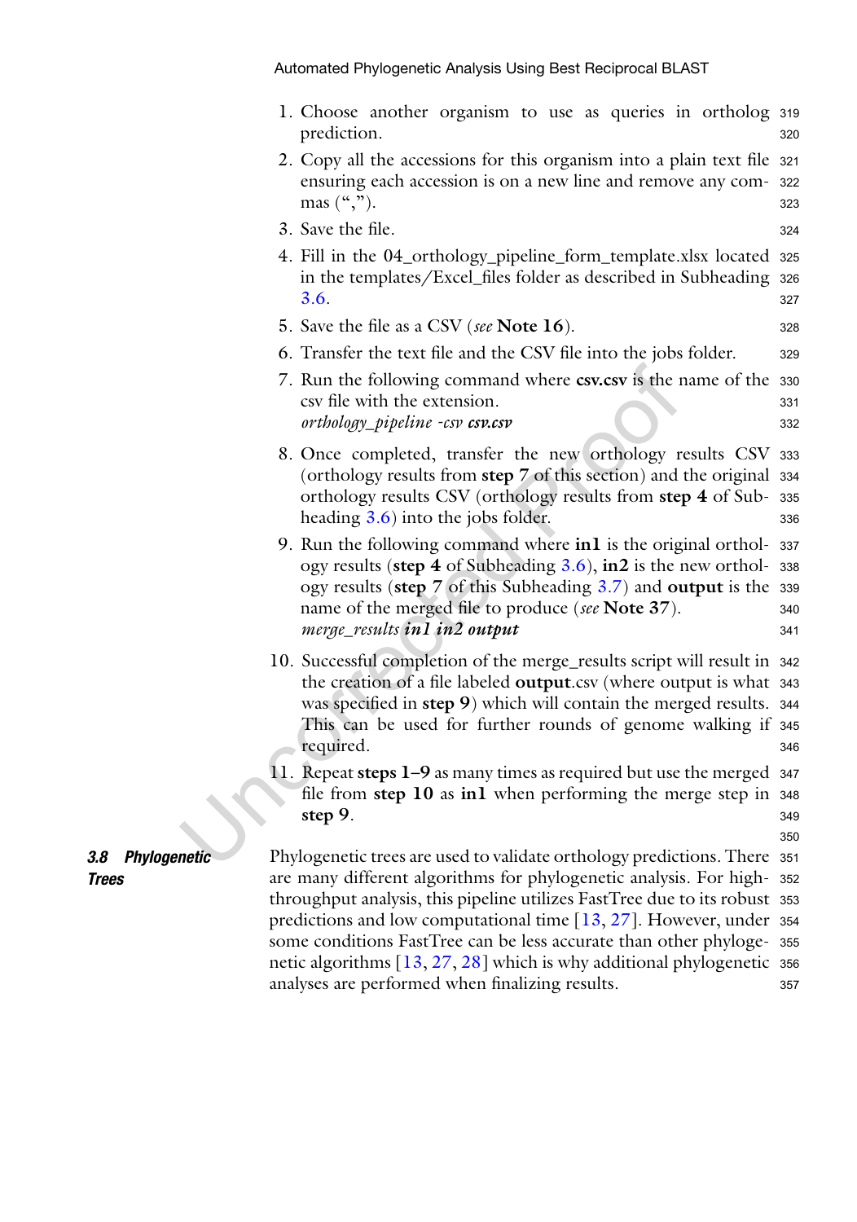1. Choose another organism to use as queries in ortholog prediction.
2. Copy all the accessions for this organism into a plain text file ensuring each accession is on a new line and remove any commas (“,”).
3. Save the file.
4. Fill in the 04_orthology_pipeline_form_template.xlsx located in the templates/Excel_files folder as described in Subheading 3.6.
5. Save the file as a CSV (*see* **Note 16**).
6. Transfer the text file and the CSV file into the jobs folder.
7. Run the following command where **csv.csv** is the name of the csv file with the extension.

   *orthology_pipeline -csv **csv.csv***
8. Once completed, transfer the new orthology results CSV (orthology results from **step 7** of this section) and the original orthology results CSV (orthology results from **step 4** of Subheading 3.6) into the jobs folder.
9. Run the following command where **in1** is the original orthology results (**step 4** of Subheading 3.6), **in2** is the new orthology results (**step 7** of this Subheading 3.7) and **output** is the name of the merged file to produce (*see* **Note 37**).

   *merge_results **in1 in2 output***
10. Successful completion of the merge_results script will result in the creation of a file labeled **output**.csv (where output is what was specified in **step 9**) which will contain the merged results. This can be used for further rounds of genome walking if required.
11. Repeat **steps 1–9** as many times as required but use the merged file from **step 10** as **in1** when performing the merge step in **step 9**.

### 3.8 Phylogenetic Trees

Phylogenetic trees are used to validate orthology predictions. There are many different algorithms for phylogenetic analysis. For high-throughput analysis, this pipeline utilizes FastTree due to its robust predictions and low computational time [13, 27]. However, under some conditions FastTree can be less accurate than other phylogenetic algorithms [13, 27, 28] which is why additional phylogenetic analyses are performed when finalizing results.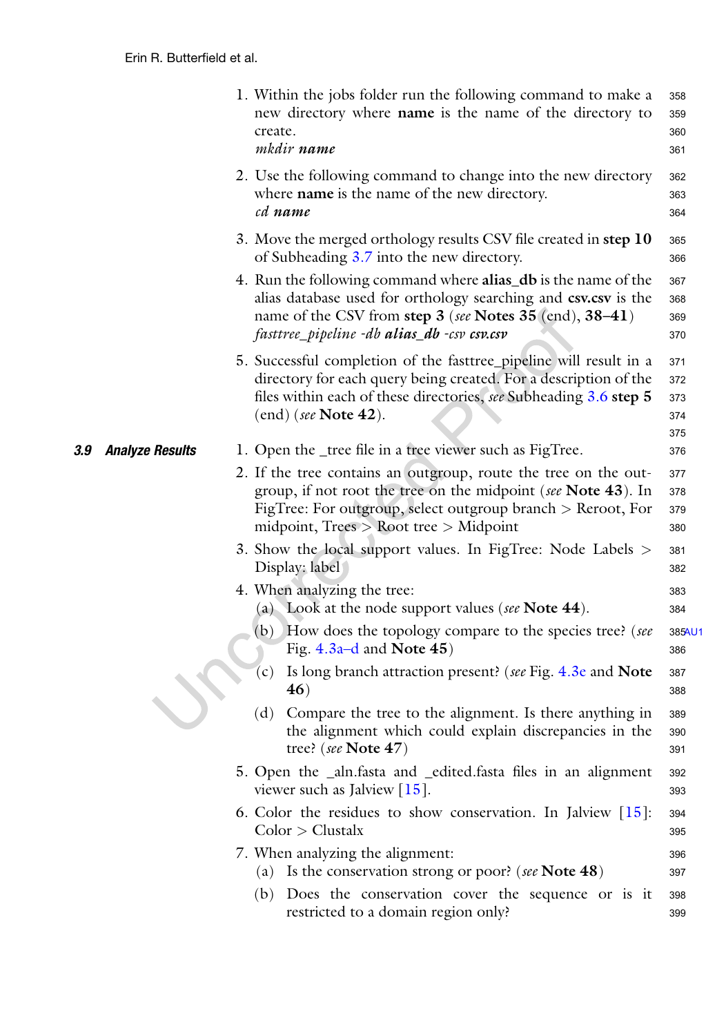1. Within the jobs folder run the following command to make a new directory where **name** is the name of the directory to create.
   *mkdir* ***name***

2. Use the following command to change into the new directory where **name** is the name of the new directory.
   *cd* ***name***

3. Move the merged orthology results CSV file created in **step 10** of Subheading 3.7 into the new directory.

4. Run the following command where **alias_db** is the name of the alias database used for orthology searching and **csv.csv** is the name of the CSV from **step 3** (*see* **Notes 35** (end), **38–41**)
   *fasttree_pipeline -db* ***alias_db*** *-csv* ***csv.csv***

5. Successful completion of the fasttree_pipeline will result in a directory for each query being created. For a description of the files within each of these directories, *see* Subheading 3.6 **step 5** (end) (*see* **Note 42**).

### 3.9 Analyze Results

1. Open the _tree file in a tree viewer such as FigTree.
2. If the tree contains an outgroup, route the tree on the outgroup, if not root the tree on the midpoint (*see* **Note 43**). In FigTree: For outgroup, select outgroup branch > Reroot, For midpoint, Trees > Root tree > Midpoint
3. Show the local support values. In FigTree: Node Labels > Display: label
4. When analyzing the tree:
   (a) Look at the node support values (*see* **Note 44**).
   (b) How does the topology compare to the species tree? (*see* Fig. 4.3a–d and **Note 45**)
   (c) Is long branch attraction present? (*see* Fig. 4.3e and **Note 46**)
   (d) Compare the tree to the alignment. Is there anything in the alignment which could explain discrepancies in the tree? (*see* **Note 47**)
5. Open the _aln.fasta and _edited.fasta files in an alignment viewer such as Jalview [15].
6. Color the residues to show conservation. In Jalview [15]: Color > Clustalx
7. When analyzing the alignment:
   (a) Is the conservation strong or poor? (*see* **Note 48**)
   (b) Does the conservation cover the sequence or is it restricted to a domain region only?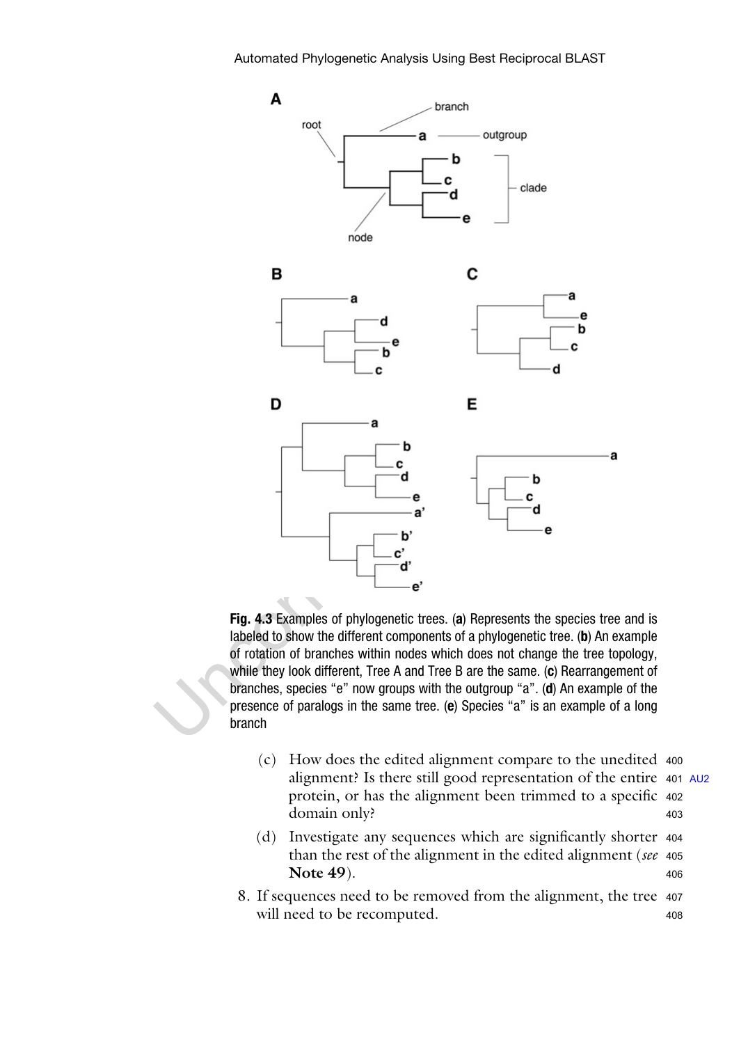**Fig. 4.3** Examples of phylogenetic trees. (**a**) Represents the species tree and is labeled to show the different components of a phylogenetic tree. (**b**) An example of rotation of branches within nodes which does not change the tree topology, while they look different, Tree A and Tree B are the same. (**c**) Rearrangement of branches, species "e" now groups with the outgroup "a". (**d**) An example of the presence of paralogs in the same tree. (**e**) Species "a" is an example of a long branch

(c) How does the edited alignment compare to the unedited alignment? Is there still good representation of the entire protein, or has the alignment been trimmed to a specific domain only?

(d) Investigate any sequences which are significantly shorter than the rest of the alignment in the edited alignment (*see* **Note 49**).

8. If sequences need to be removed from the alignment, the tree will need to be recomputed.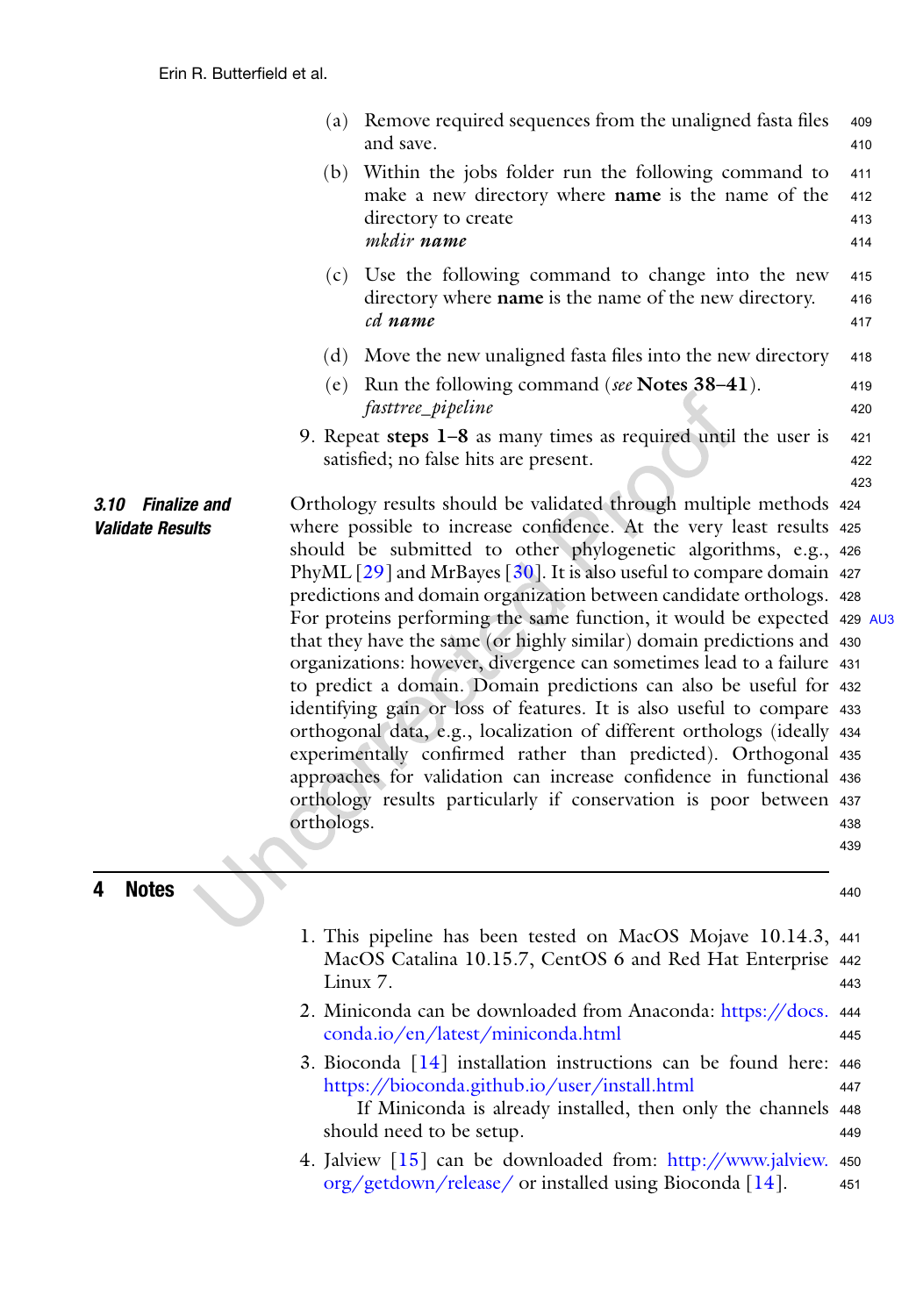(a) Remove required sequences from the unaligned fasta files and save.

(b) Within the jobs folder run the following command to make a new directory where **name** is the name of the directory to create

*mkdir* ***name***

(c) Use the following command to change into the new directory where **name** is the name of the new directory.

*cd* ***name***

(d) Move the new unaligned fasta files into the new directory

(e) Run the following command (*see* **Notes 38–41**).

*fasttree_pipeline*

9. Repeat **steps 1–8** as many times as required until the user is satisfied; no false hits are present.

### 3.10 Finalize and Validate Results

Orthology results should be validated through multiple methods where possible to increase confidence. At the very least results should be submitted to other phylogenetic algorithms, e.g., PhyML [29] and MrBayes [30]. It is also useful to compare domain predictions and domain organization between candidate orthologs. For proteins performing the same function, it would be expected that they have the same (or highly similar) domain predictions and organizations: however, divergence can sometimes lead to a failure to predict a domain. Domain predictions can also be useful for identifying gain or loss of features. It is also useful to compare orthogonal data, e.g., localization of different orthologs (ideally experimentally confirmed rather than predicted). Orthogonal approaches for validation can increase confidence in functional orthology results particularly if conservation is poor between orthologs.

## 4 Notes

1. This pipeline has been tested on MacOS Mojave 10.14.3, MacOS Catalina 10.15.7, CentOS 6 and Red Hat Enterprise Linux 7.

2. Miniconda can be downloaded from Anaconda: https://docs.conda.io/en/latest/miniconda.html

3. Bioconda [14] installation instructions can be found here: https://bioconda.github.io/user/install.html

   If Miniconda is already installed, then only the channels should need to be setup.

4. Jalview [15] can be downloaded from: http://www.jalview.org/getdown/release/ or installed using Bioconda [14].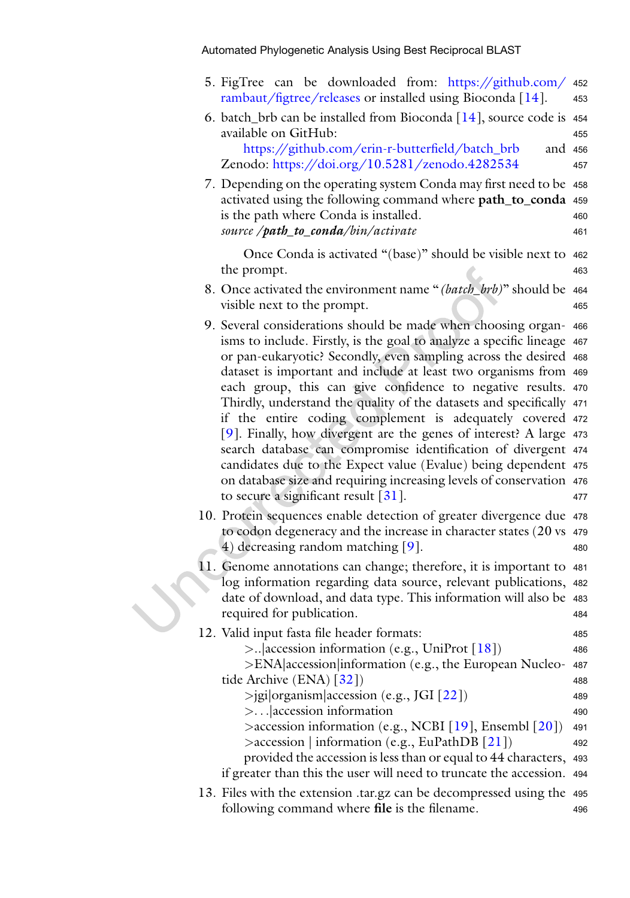5. FigTree can be downloaded from: https://github.com/rambaut/figtree/releases or installed using Bioconda [14].
6. batch_brb can be installed from Bioconda [14], source code is available on GitHub:

   https://github.com/erin-r-butterfield/batch_brb and Zenodo: https://doi.org/10.5281/zenodo.4282534
7. Depending on the operating system Conda may first need to be activated using the following command where **path_to_conda** is the path where Conda is installed.

   *source /**path_to_conda**/bin/activate*

   Once Conda is activated "(base)" should be visible next to the prompt.
8. Once activated the environment name "*(batch_brb)*" should be visible next to the prompt.
9. Several considerations should be made when choosing organisms to include. Firstly, is the goal to analyze a specific lineage or pan-eukaryotic? Secondly, even sampling across the desired dataset is important and include at least two organisms from each group, this can give confidence to negative results. Thirdly, understand the quality of the datasets and specifically if the entire coding complement is adequately covered [9]. Finally, how divergent are the genes of interest? A large search database can compromise identification of divergent candidates due to the Expect value (Evalue) being dependent on database size and requiring increasing levels of conservation to secure a significant result [31].
10. Protein sequences enable detection of greater divergence due to codon degeneracy and the increase in character states (20 vs 4) decreasing random matching [9].
11. Genome annotations can change; therefore, it is important to log information regarding data source, relevant publications, date of download, and data type. This information will also be required for publication.
12. Valid input fasta file header formats:

    >..|accession information (e.g., UniProt [18])

    >ENA|accession|information (e.g., the European Nucleotide Archive (ENA) [32])

    >jgi|organism|accession (e.g., JGI [22])

    >...|accession information

    >accession information (e.g., NCBI [19], Ensembl [20])

    >accession | information (e.g., EuPathDB [21])

    provided the accession is less than or equal to 44 characters, if greater than this the user will need to truncate the accession.
13. Files with the extension .tar.gz can be decompressed using the following command where **file** is the filename.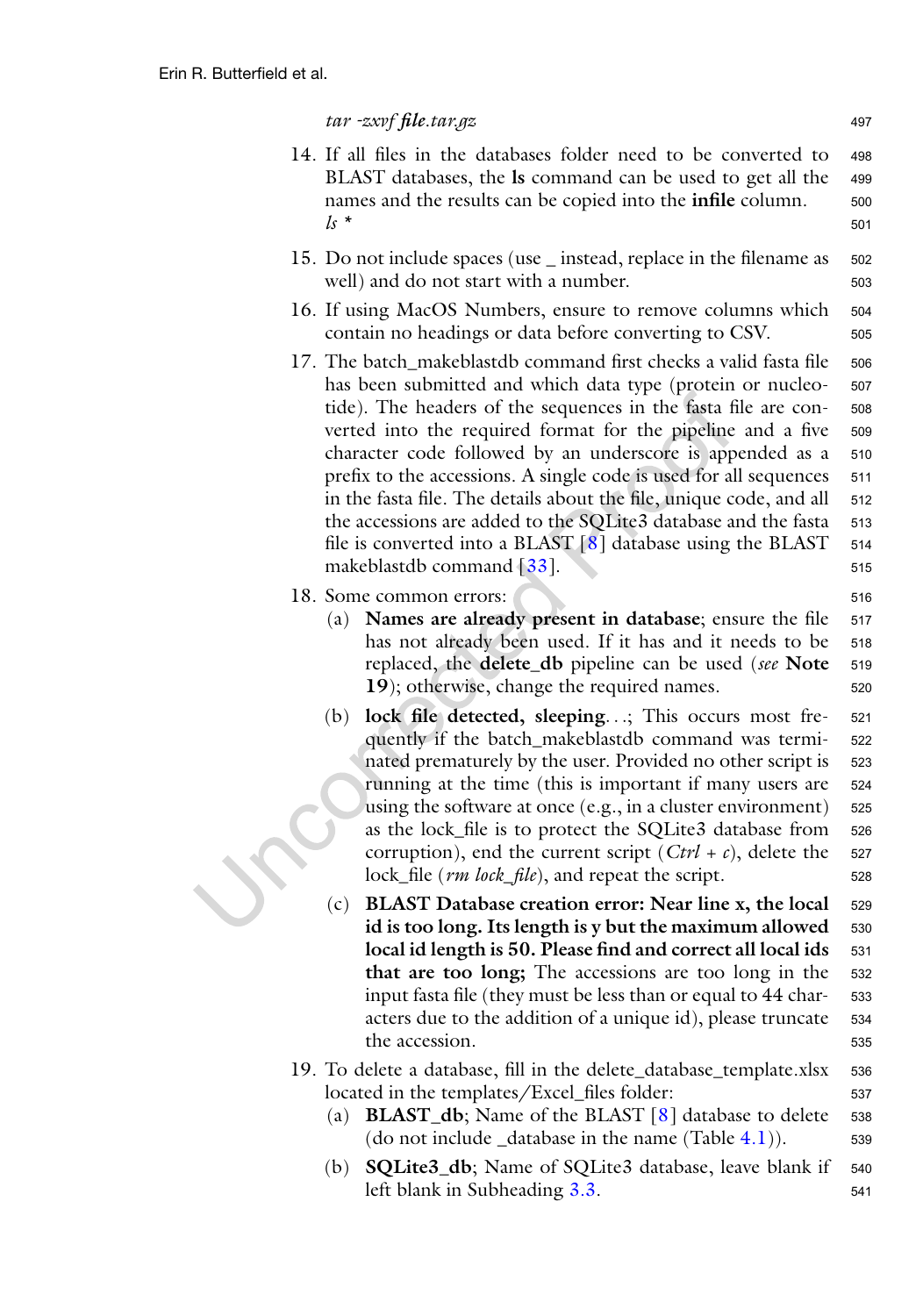*tar -zxvf **file**.tar.gz*

14. If all files in the databases folder need to be converted to BLAST databases, the **ls** command can be used to get all the names and the results can be copied into the **infile** column.
    *ls \**
15. Do not include spaces (use _ instead, replace in the filename as well) and do not start with a number.
16. If using MacOS Numbers, ensure to remove columns which contain no headings or data before converting to CSV.
17. The batch_makeblastdb command first checks a valid fasta file has been submitted and which data type (protein or nucleotide). The headers of the sequences in the fasta file are converted into the required format for the pipeline and a five character code followed by an underscore is appended as a prefix to the accessions. A single code is used for all sequences in the fasta file. The details about the file, unique code, and all the accessions are added to the SQLite3 database and the fasta file is converted into a BLAST [8] database using the BLAST makeblastdb command [33].
18. Some common errors:
    (a) **Names are already present in database**; ensure the file has not already been used. If it has and it needs to be replaced, the **delete_db** pipeline can be used (*see* **Note 19**); otherwise, change the required names.
    (b) **lock file detected, sleeping**...; This occurs most frequently if the batch_makeblastdb command was terminated prematurely by the user. Provided no other script is running at the time (this is important if many users are using the software at once (e.g., in a cluster environment) as the lock_file is to protect the SQLite3 database from corruption), end the current script (*Ctrl + c*), delete the lock_file (*rm lock_file*), and repeat the script.
    (c) **BLAST Database creation error: Near line x, the local id is too long. Its length is y but the maximum allowed local id length is 50. Please find and correct all local ids that are too long;** The accessions are too long in the input fasta file (they must be less than or equal to 44 characters due to the addition of a unique id), please truncate the accession.
19. To delete a database, fill in the delete_database_template.xlsx located in the templates/Excel_files folder:
    (a) **BLAST_db**; Name of the BLAST [8] database to delete (do not include _database in the name (Table 4.1)).
    (b) **SQLite3_db**; Name of SQLite3 database, leave blank if left blank in Subheading 3.3.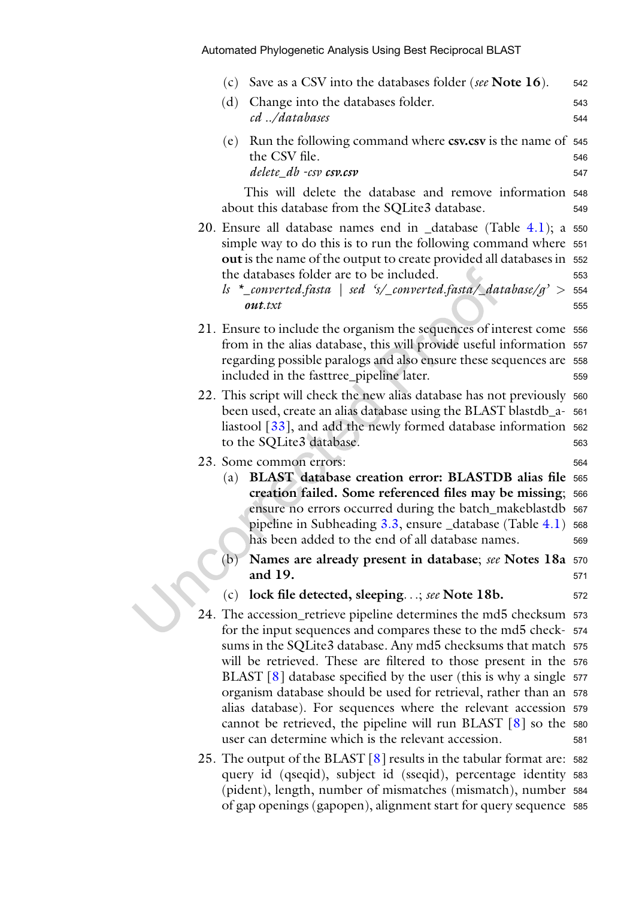(c) Save as a CSV into the databases folder (*see* **Note 16**).

(d) Change into the databases folder.
*cd ../databases*

(e) Run the following command where **csv.csv** is the name of the CSV file.
*delete_db -csv* ***csv.csv***

This will delete the database and remove information about this database from the SQLite3 database.

20. Ensure all database names end in _database (Table 4.1); a simple way to do this is to run the following command where **out** is the name of the output to create provided all databases in the databases folder are to be included.
*ls *_converted.fasta | sed 's/_converted.fasta/_database/g' >* ***out****.txt*

21. Ensure to include the organism the sequences of interest come from in the alias database, this will provide useful information regarding possible paralogs and also ensure these sequences are included in the fasttree_pipeline later.

22. This script will check the new alias database has not previously been used, create an alias database using the BLAST blastdb_aliastool [33], and add the newly formed database information to the SQLite3 database.

23. Some common errors:
(a) **BLAST database creation error: BLASTDB alias file creation failed. Some referenced files may be missing**; ensure no errors occurred during the batch_makeblastdb pipeline in Subheading 3.3, ensure _database (Table 4.1) has been added to the end of all database names.
(b) **Names are already present in database**; *see* **Notes 18a and 19.**
(c) **lock file detected, sleeping**. . .; *see* **Note 18b.**

24. The accession_retrieve pipeline determines the md5 checksum for the input sequences and compares these to the md5 checksums in the SQLite3 database. Any md5 checksums that match will be retrieved. These are filtered to those present in the BLAST [8] database specified by the user (this is why a single organism database should be used for retrieval, rather than an alias database). For sequences where the relevant accession cannot be retrieved, the pipeline will run BLAST [8] so the user can determine which is the relevant accession.

25. The output of the BLAST [8] results in the tabular format are: query id (qseqid), subject id (sseqid), percentage identity (pident), length, number of mismatches (mismatch), number of gap openings (gapopen), alignment start for query sequence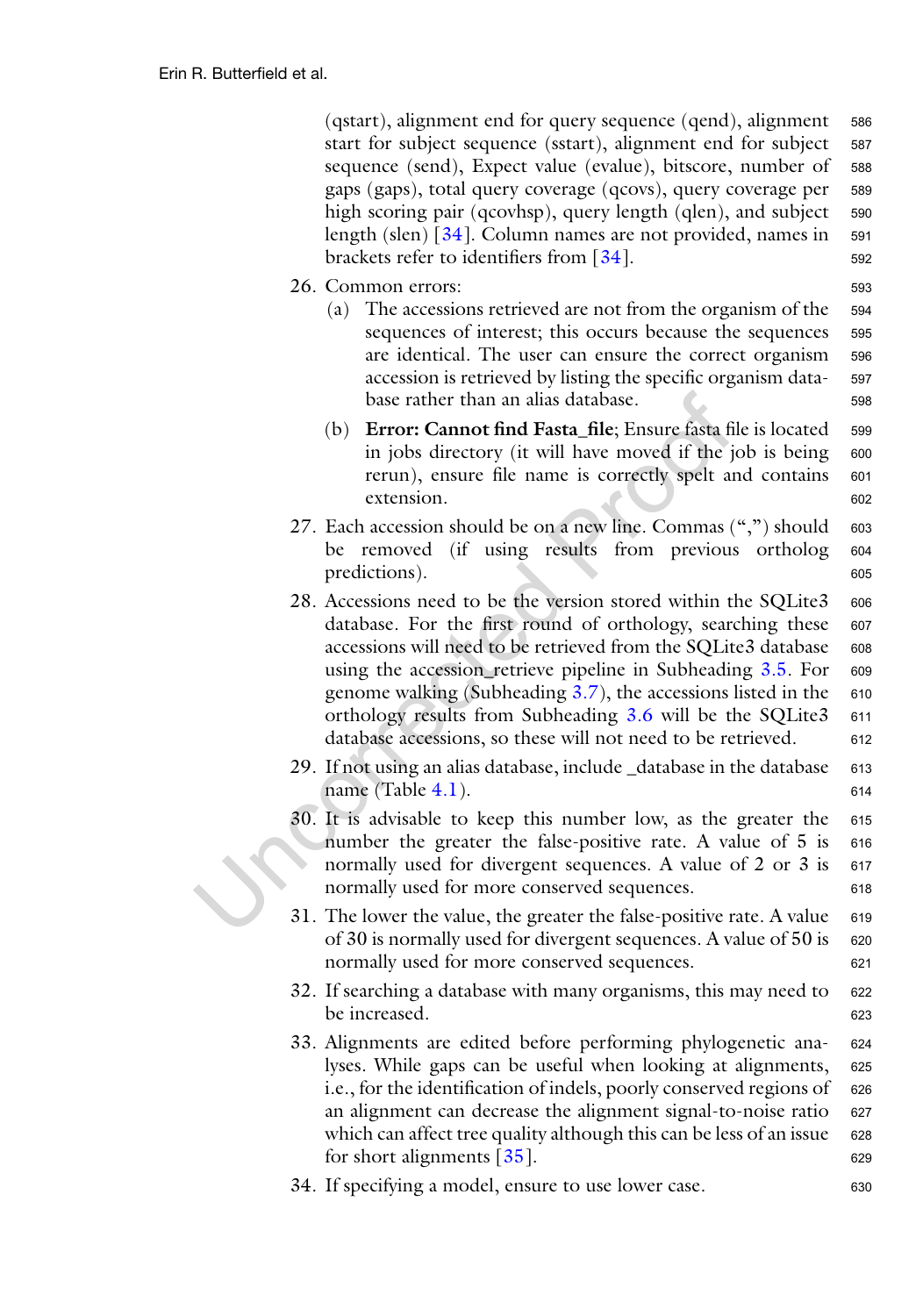(qstart), alignment end for query sequence (qend), alignment start for subject sequence (sstart), alignment end for subject sequence (send), Expect value (evalue), bitscore, number of gaps (gaps), total query coverage (qcovs), query coverage per high scoring pair (qcovhsp), query length (qlen), and subject length (slen) [34]. Column names are not provided, names in brackets refer to identifiers from [34].

26. Common errors:
    (a) The accessions retrieved are not from the organism of the sequences of interest; this occurs because the sequences are identical. The user can ensure the correct organism accession is retrieved by listing the specific organism database rather than an alias database.
    (b) **Error: Cannot find Fasta_file**; Ensure fasta file is located in jobs directory (it will have moved if the job is being rerun), ensure file name is correctly spelt and contains extension.

27. Each accession should be on a new line. Commas (",") should be removed (if using results from previous ortholog predictions).

28. Accessions need to be the version stored within the SQLite3 database. For the first round of orthology, searching these accessions will need to be retrieved from the SQLite3 database using the accession_retrieve pipeline in Subheading 3.5. For genome walking (Subheading 3.7), the accessions listed in the orthology results from Subheading 3.6 will be the SQLite3 database accessions, so these will not need to be retrieved.

29. If not using an alias database, include _database in the database name (Table 4.1).

30. It is advisable to keep this number low, as the greater the number the greater the false-positive rate. A value of 5 is normally used for divergent sequences. A value of 2 or 3 is normally used for more conserved sequences.

31. The lower the value, the greater the false-positive rate. A value of 30 is normally used for divergent sequences. A value of 50 is normally used for more conserved sequences.

32. If searching a database with many organisms, this may need to be increased.

33. Alignments are edited before performing phylogenetic analyses. While gaps can be useful when looking at alignments, i.e., for the identification of indels, poorly conserved regions of an alignment can decrease the alignment signal-to-noise ratio which can affect tree quality although this can be less of an issue for short alignments [35].

34. If specifying a model, ensure to use lower case.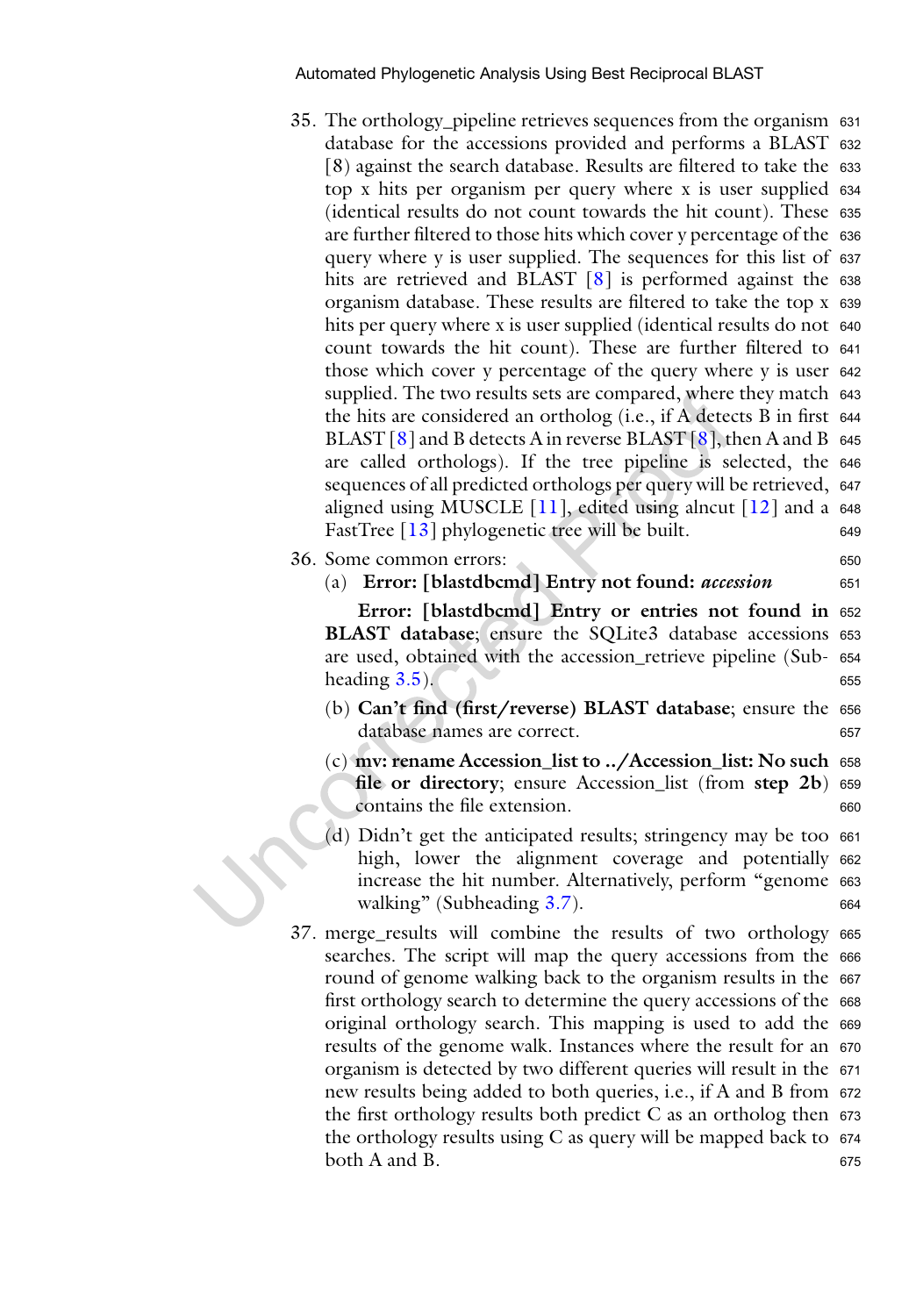35. The orthology_pipeline retrieves sequences from the organism database for the accessions provided and performs a BLAST [8] against the search database. Results are filtered to take the top x hits per organism per query where x is user supplied (identical results do not count towards the hit count). These are further filtered to those hits which cover y percentage of the query where y is user supplied. The sequences for this list of hits are retrieved and BLAST [8] is performed against the organism database. These results are filtered to take the top x hits per query where x is user supplied (identical results do not count towards the hit count). These are further filtered to those which cover y percentage of the query where y is user supplied. The two results sets are compared, where they match the hits are considered an ortholog (i.e., if A detects B in first BLAST [8] and B detects A in reverse BLAST [8], then A and B are called orthologs). If the tree pipeline is selected, the sequences of all predicted orthologs per query will be retrieved, aligned using MUSCLE [11], edited using alncut [12] and a FastTree [13] phylogenetic tree will be built.

36. Some common errors:

    (a) **Error: [blastdbcmd] Entry not found: *accession***

    **Error: [blastdbcmd] Entry or entries not found in BLAST database**; ensure the SQLite3 database accessions are used, obtained with the accession_retrieve pipeline (Subheading 3.5).

    (b) **Can't find (first/reverse) BLAST database**; ensure the database names are correct.

    (c) **mv: rename Accession_list to ../Accession_list: No such file or directory**; ensure Accession_list (from **step 2b**) contains the file extension.

    (d) Didn't get the anticipated results; stringency may be too high, lower the alignment coverage and potentially increase the hit number. Alternatively, perform "genome walking" (Subheading 3.7).

37. merge_results will combine the results of two orthology searches. The script will map the query accessions from the round of genome walking back to the organism results in the first orthology search to determine the query accessions of the original orthology search. This mapping is used to add the results of the genome walk. Instances where the result for an organism is detected by two different queries will result in the new results being added to both queries, i.e., if A and B from the first orthology results both predict C as an ortholog then the orthology results using C as query will be mapped back to both A and B.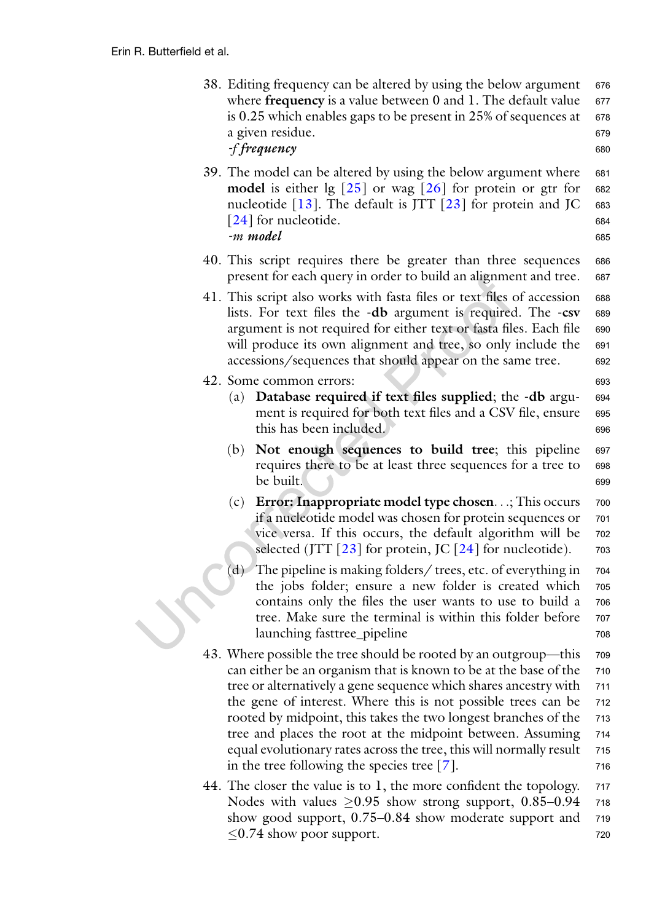38. Editing frequency can be altered by using the below argument where **frequency** is a value between 0 and 1. The default value is 0.25 which enables gaps to be present in 25% of sequences at a given residue.
    *-f* ***frequency***

39. The model can be altered by using the below argument where **model** is either lg [25] or wag [26] for protein or gtr for nucleotide [13]. The default is JTT [23] for protein and JC [24] for nucleotide.
    *-m* ***model***

40. This script requires there be greater than three sequences present for each query in order to build an alignment and tree.

41. This script also works with fasta files or text files of accession lists. For text files the **-db** argument is required. The **-csv** argument is not required for either text or fasta files. Each file will produce its own alignment and tree, so only include the accessions/sequences that should appear on the same tree.

42. Some common errors:
    (a) **Database required if text files supplied**; the **-db** argument is required for both text files and a CSV file, ensure this has been included.
    (b) **Not enough sequences to build tree**; this pipeline requires there to be at least three sequences for a tree to be built.
    (c) **Error: Inappropriate model type chosen**. . .; This occurs if a nucleotide model was chosen for protein sequences or vice versa. If this occurs, the default algorithm will be selected (JTT [23] for protein, JC [24] for nucleotide).
    (d) The pipeline is making folders/ trees, etc. of everything in the jobs folder; ensure a new folder is created which contains only the files the user wants to use to build a tree. Make sure the terminal is within this folder before launching fasttree_pipeline

43. Where possible the tree should be rooted by an outgroup—this can either be an organism that is known to be at the base of the tree or alternatively a gene sequence which shares ancestry with the gene of interest. Where this is not possible trees can be rooted by midpoint, this takes the two longest branches of the tree and places the root at the midpoint between. Assuming equal evolutionary rates across the tree, this will normally result in the tree following the species tree [7].

44. The closer the value is to 1, the more confident the topology. Nodes with values $\geq$0.95 show strong support, 0.85–0.94 show good support, 0.75–0.84 show moderate support and $\leq$0.74 show poor support.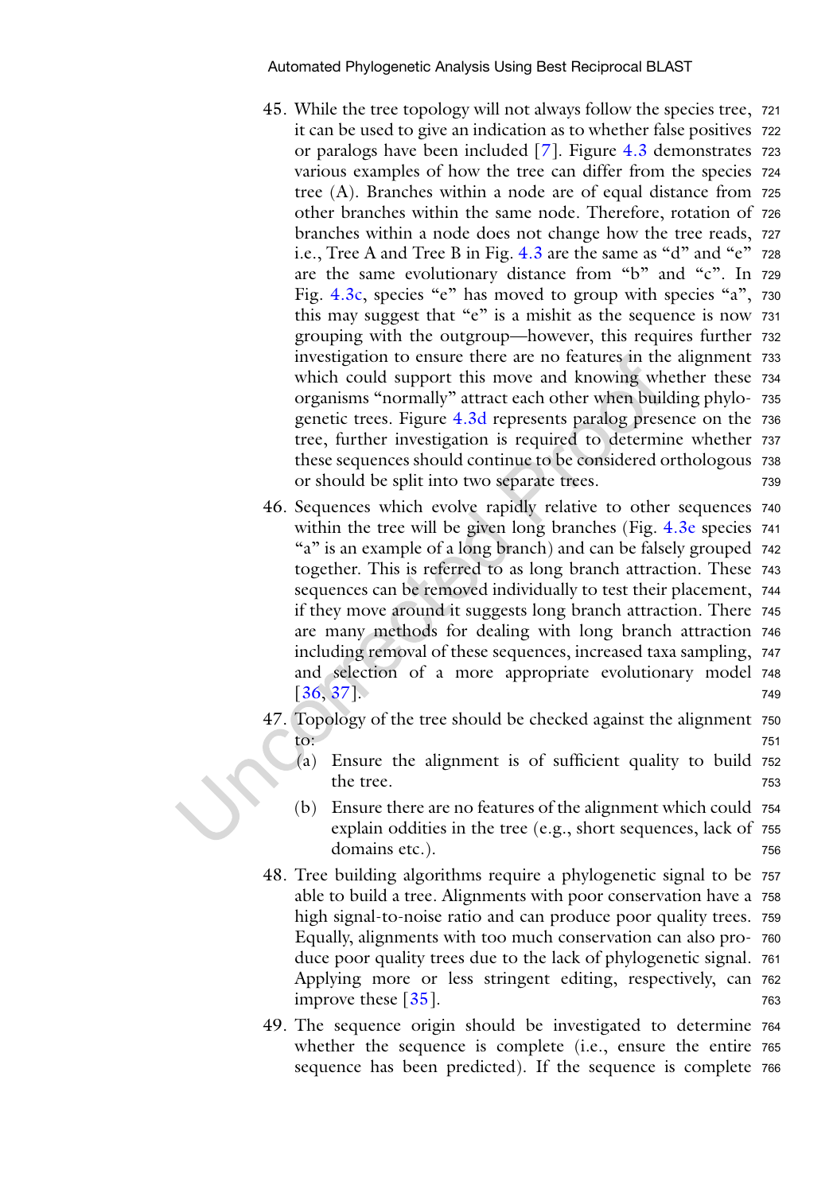45. While the tree topology will not always follow the species tree, it can be used to give an indication as to whether false positives or paralogs have been included [7]. Figure 4.3 demonstrates various examples of how the tree can differ from the species tree (A). Branches within a node are of equal distance from other branches within the same node. Therefore, rotation of branches within a node does not change how the tree reads, i.e., Tree A and Tree B in Fig. 4.3 are the same as "d" and "e" are the same evolutionary distance from "b" and "c". In Fig. 4.3c, species "e" has moved to group with species "a", this may suggest that "e" is a misfit as the sequence is now grouping with the outgroup—however, this requires further investigation to ensure there are no features in the alignment which could support this move and knowing whether these organisms "normally" attract each other when building phylogenetic trees. Figure 4.3d represents paralog presence on the tree, further investigation is required to determine whether these sequences should continue to be considered orthologous or should be split into two separate trees.

46. Sequences which evolve rapidly relative to other sequences within the tree will be given long branches (Fig. 4.3e species "a" is an example of a long branch) and can be falsely grouped together. This is referred to as long branch attraction. These sequences can be removed individually to test their placement, if they move around it suggests long branch attraction. There are many methods for dealing with long branch attraction including removal of these sequences, increased taxa sampling, and selection of a more appropriate evolutionary model [36, 37].

47. Topology of the tree should be checked against the alignment to:
    (a) Ensure the alignment is of sufficient quality to build the tree.
    (b) Ensure there are no features of the alignment which could explain oddities in the tree (e.g., short sequences, lack of domains etc.).

48. Tree building algorithms require a phylogenetic signal to be able to build a tree. Alignments with poor conservation have a high signal-to-noise ratio and can produce poor quality trees. Equally, alignments with too much conservation can also produce poor quality trees due to the lack of phylogenetic signal. Applying more or less stringent editing, respectively, can improve these [35].

49. The sequence origin should be investigated to determine whether the sequence is complete (i.e., ensure the entire sequence has been predicted). If the sequence is complete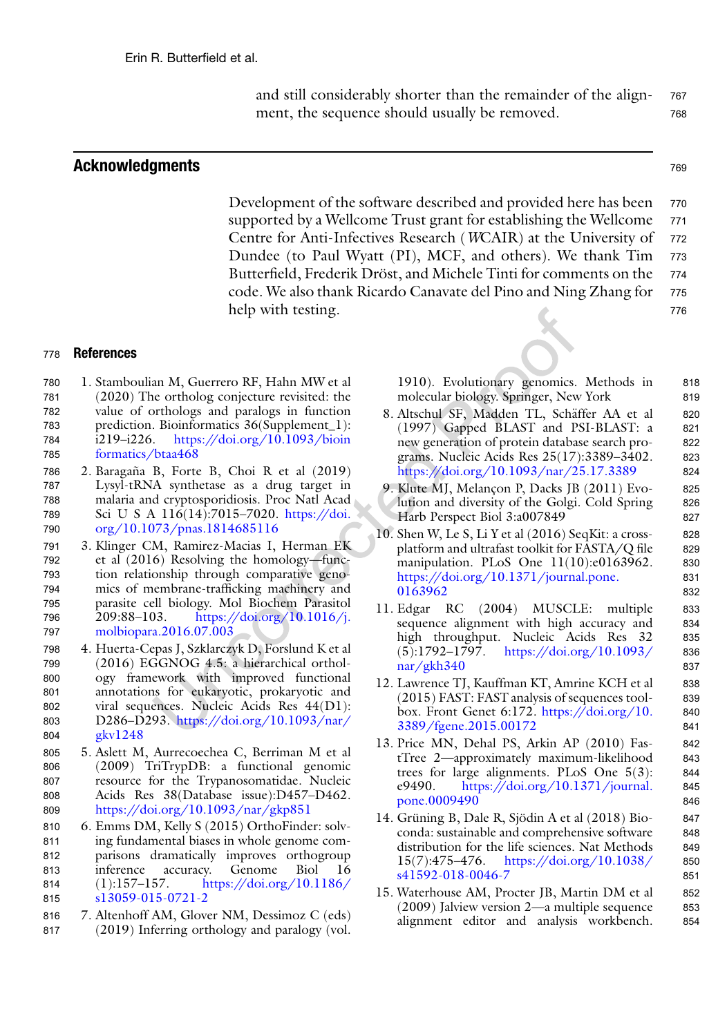and still considerably shorter than the remainder of the alignment, the sequence should usually be removed.

## Acknowledgments

Development of the software described and provided here has been supported by a Wellcome Trust grant for establishing the Wellcome Centre for Anti-Infectives Research (WCAIR) at the University of Dundee (to Paul Wyatt (PI), MCF, and others). We thank Tim Butterfield, Frederik Dröst, and Michele Tinti for comments on the code. We also thank Ricardo Canavate del Pino and Ning Zhang for help with testing.

## References

1. Stamboulian M, Guerrero RF, Hahn MW et al (2020) The ortholog conjecture revisited: the value of orthologs and paralogs in function prediction. Bioinformatics 36(Supplement_1): i219–i226. https://doi.org/10.1093/bioinformatics/btaa468
2. Baragaña B, Forte B, Choi R et al (2019) Lysyl-tRNA synthetase as a drug target in malaria and cryptosporidiosis. Proc Natl Acad Sci U S A 116(14):7015–7020. https://doi.org/10.1073/pnas.1814685116
3. Klinger CM, Ramirez-Macias I, Herman EK et al (2016) Resolving the homology—function relationship through comparative genomics of membrane-trafficking machinery and parasite cell biology. Mol Biochem Parasitol 209:88–103. https://doi.org/10.1016/j.molbiopara.2016.07.003
4. Huerta-Cepas J, Szklarczyk D, Forslund K et al (2016) EGGNOG 4.5: a hierarchical orthology framework with improved functional annotations for eukaryotic, prokaryotic and viral sequences. Nucleic Acids Res 44(D1): D286–D293. https://doi.org/10.1093/nar/gkv1248
5. Aslett M, Aurrecoechea C, Berriman M et al (2009) TriTrypDB: a functional genomic resource for the Trypanosomatidae. Nucleic Acids Res 38(Database issue):D457–D462. https://doi.org/10.1093/nar/gkp851
6. Emms DM, Kelly S (2015) OrthoFinder: solving fundamental biases in whole genome comparisons dramatically improves orthogroup inference accuracy. Genome Biol 16 (1):157–157. https://doi.org/10.1186/s13059-015-0721-2
7. Altenhoff AM, Glover NM, Dessimoz C (eds) (2019) Inferring orthology and paralogy (vol. 1910). Evolutionary genomics. Methods in molecular biology. Springer, New York
8. Altschul SF, Madden TL, Schäffer AA et al (1997) Gapped BLAST and PSI-BLAST: a new generation of protein database search programs. Nucleic Acids Res 25(17):3389–3402. https://doi.org/10.1093/nar/25.17.3389
9. Klute MJ, Melançon P, Dacks JB (2011) Evolution and diversity of the Golgi. Cold Spring Harb Perspect Biol 3:a007849
10. Shen W, Le S, Li Y et al (2016) SeqKit: a cross-platform and ultrafast toolkit for FASTA/Q file manipulation. PLoS One 11(10):e0163962. https://doi.org/10.1371/journal.pone.0163962
11. Edgar RC (2004) MUSCLE: multiple sequence alignment with high accuracy and high throughput. Nucleic Acids Res 32 (5):1792–1797. https://doi.org/10.1093/nar/gkh340
12. Lawrence TJ, Kauffman KT, Amrine KCH et al (2015) FAST: FAST analysis of sequences toolbox. Front Genet 6:172. https://doi.org/10.3389/fgene.2015.00172
13. Price MN, Dehal PS, Arkin AP (2010) FastTree 2—approximately maximum-likelihood trees for large alignments. PLoS One 5(3): e9490. https://doi.org/10.1371/journal.pone.0009490
14. Grüning B, Dale R, Sjödin A et al (2018) Bioconda: sustainable and comprehensive software distribution for the life sciences. Nat Methods 15(7):475–476. https://doi.org/10.1038/s41592-018-0046-7
15. Waterhouse AM, Procter JB, Martin DM et al (2009) Jalview version 2—a multiple sequence alignment editor and analysis workbench.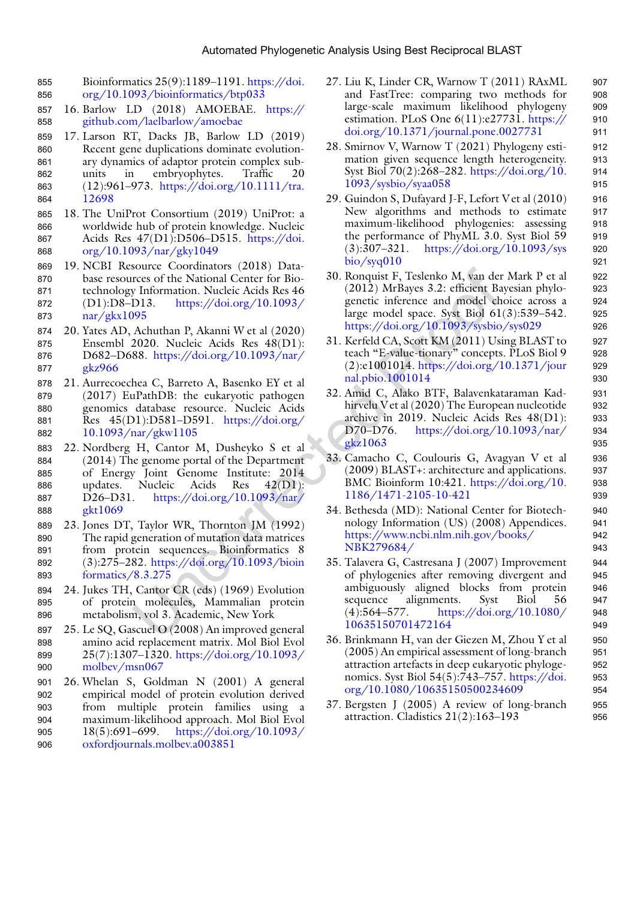Bioinformatics 25(9):1189–1191. https://doi.org/10.1093/bioinformatics/btp033

16. Barlow LD (2018) AMOEBAE. https://github.com/laelbarlow/amoebae
17. Larson RT, Dacks JB, Barlow LD (2019) Recent gene duplications dominate evolutionary dynamics of adaptor protein complex subunits in embryophytes. Traffic 20 (12):961–973. https://doi.org/10.1111/tra.12698
18. The UniProt Consortium (2019) UniProt: a worldwide hub of protein knowledge. Nucleic Acids Res 47(D1):D506–D515. https://doi.org/10.1093/nar/gky1049
19. NCBI Resource Coordinators (2018) Database resources of the National Center for Biotechnology Information. Nucleic Acids Res 46 (D1):D8–D13. https://doi.org/10.1093/nar/gkx1095
20. Yates AD, Achuthan P, Akanni W et al (2020) Ensembl 2020. Nucleic Acids Res 48(D1): D682–D688. https://doi.org/10.1093/nar/gkz966
21. Aurrecoechea C, Barreto A, Basenko EY et al (2017) EuPathDB: the eukaryotic pathogen genomics database resource. Nucleic Acids Res 45(D1):D581–D591. https://doi.org/10.1093/nar/gkw1105
22. Nordberg H, Cantor M, Dusheyko S et al (2014) The genome portal of the Department of Energy Joint Genome Institute: 2014 updates. Nucleic Acids Res 42(D1): D26–D31. https://doi.org/10.1093/nar/gkt1069
23. Jones DT, Taylor WR, Thornton JM (1992) The rapid generation of mutation data matrices from protein sequences. Bioinformatics 8 (3):275–282. https://doi.org/10.1093/bioinformatics/8.3.275
24. Jukes TH, Cantor CR (eds) (1969) Evolution of protein molecules, Mammalian protein metabolism, vol 3. Academic, New York
25. Le SQ, Gascuel O (2008) An improved general amino acid replacement matrix. Mol Biol Evol 25(7):1307–1320. https://doi.org/10.1093/molbev/msn067
26. Whelan S, Goldman N (2001) A general empirical model of protein evolution derived from multiple protein families using a maximum-likelihood approach. Mol Biol Evol 18(5):691–699. https://doi.org/10.1093/oxfordjournals.molbev.a003851
27. Liu K, Linder CR, Warnow T (2011) RAxML and FastTree: comparing two methods for large-scale maximum likelihood phylogeny estimation. PLoS One 6(11):e27731. https://doi.org/10.1371/journal.pone.0027731
28. Smirnov V, Warnow T (2021) Phylogeny estimation given sequence length heterogeneity. Syst Biol 70(2):268–282. https://doi.org/10.1093/sysbio/syaa058
29. Guindon S, Dufayard J-F, Lefort V et al (2010) New algorithms and methods to estimate maximum-likelihood phylogenies: assessing the performance of PhyML 3.0. Syst Biol 59 (3):307–321. https://doi.org/10.1093/sysbio/syq010
30. Ronquist F, Teslenko M, van der Mark P et al (2012) MrBayes 3.2: efficient Bayesian phylogenetic inference and model choice across a large model space. Syst Biol 61(3):539–542. https://doi.org/10.1093/sysbio/sys029
31. Kerfeld CA, Scott KM (2011) Using BLAST to teach "E-value-tionary" concepts. PLoS Biol 9 (2):e1001014. https://doi.org/10.1371/journal.pbio.1001014
32. Amid C, Alako BTF, Balavenkataraman Kadhirvelu V et al (2020) The European nucleotide archive in 2019. Nucleic Acids Res 48(D1): D70–D76. https://doi.org/10.1093/nar/gkz1063
33. Camacho C, Coulouris G, Avagyan V et al (2009) BLAST+: architecture and applications. BMC Bioinform 10:421. https://doi.org/10.1186/1471-2105-10-421
34. Bethesda (MD): National Center for Biotechnology Information (US) (2008) Appendices. https://www.ncbi.nlm.nih.gov/books/NBK279684/
35. Talavera G, Castresana J (2007) Improvement of phylogenies after removing divergent and ambiguously aligned blocks from protein sequence alignments. Syst Biol 56 (4):564–577. https://doi.org/10.1080/10635150701472164
36. Brinkmann H, van der Giezen M, Zhou Y et al (2005) An empirical assessment of long-branch attraction artefacts in deep eukaryotic phylogenomics. Syst Biol 54(5):743–757. https://doi.org/10.1080/10635150500234609
37. Bergsten J (2005) A review of long-branch attraction. Cladistics 21(2):163–193